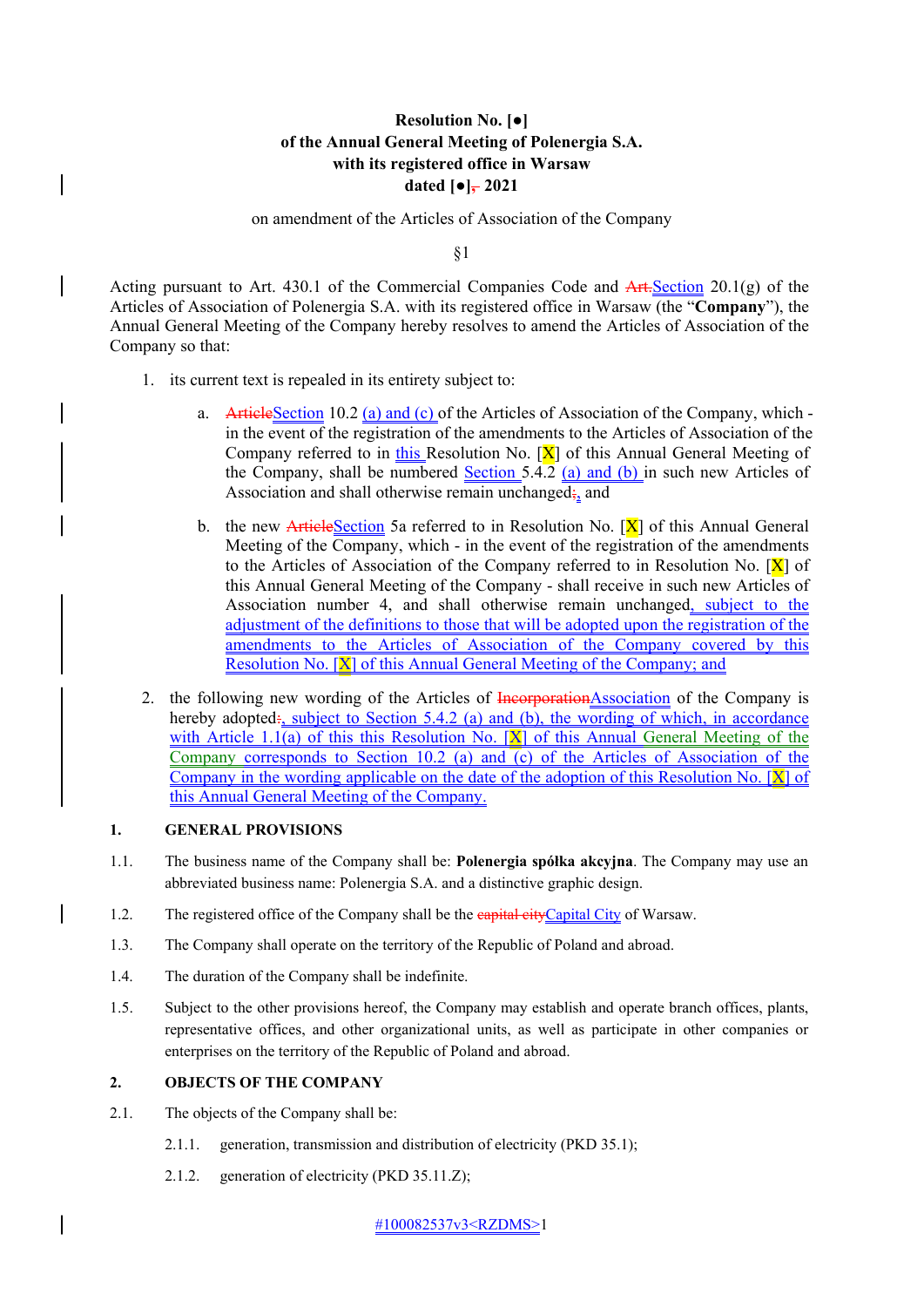**Resolution No. [●]**
**of the Annual General Meeting of Polenergia S.A.**
**with its registered office in Warsaw**
**dated [●]~~,~~ 2021**

on amendment of the Articles of Association of the Company

§1

Acting pursuant to Art. 430.1 of the Commercial Companies Code and ~~Art.~~Section 20.1(g) of the Articles of Association of Polenergia S.A. with its registered office in Warsaw (the "**Company**"), the Annual General Meeting of the Company hereby resolves to amend the Articles of Association of the Company so that:

1. its current text is repealed in its entirety subject to:

   a. ~~Article~~Section 10.2 (a) and (c) of the Articles of Association of the Company, which - in the event of the registration of the amendments to the Articles of Association of the Company referred to in this Resolution No. [X] of this Annual General Meeting of the Company, shall be numbered Section 5.4.2 (a) and (b) in such new Articles of Association and shall otherwise remain unchanged~~;~~, and

   b. the new ~~Article~~Section 5a referred to in Resolution No. [X] of this Annual General Meeting of the Company, which - in the event of the registration of the amendments to the Articles of Association of the Company referred to in Resolution No. [X] of this Annual General Meeting of the Company - shall receive in such new Articles of Association number 4, and shall otherwise remain unchanged, subject to the adjustment of the definitions to those that will be adopted upon the registration of the amendments to the Articles of Association of the Company covered by this Resolution No. [X] of this Annual General Meeting of the Company; and

2. the following new wording of the Articles of ~~Incorporation~~Association of the Company is hereby adopted~~:~~, subject to Section 5.4.2 (a) and (b), the wording of which, in accordance with Article 1.1(a) of this this Resolution No. [X] of this Annual General Meeting of the Company corresponds to Section 10.2 (a) and (c) of the Articles of Association of the Company in the wording applicable on the date of the adoption of this Resolution No. [X] of this Annual General Meeting of the Company.

**1. GENERAL PROVISIONS**

1.1. The business name of the Company shall be: **Polenergia spółka akcyjna**. The Company may use an abbreviated business name: Polenergia S.A. and a distinctive graphic design.

1.2. The registered office of the Company shall be the ~~capital city~~Capital City of Warsaw.

1.3. The Company shall operate on the territory of the Republic of Poland and abroad.

1.4. The duration of the Company shall be indefinite.

1.5. Subject to the other provisions hereof, the Company may establish and operate branch offices, plants, representative offices, and other organizational units, as well as participate in other companies or enterprises on the territory of the Republic of Poland and abroad.

**2. OBJECTS OF THE COMPANY**

2.1. The objects of the Company shall be:

2.1.1. generation, transmission and distribution of electricity (PKD 35.1);

2.1.2. generation of electricity (PKD 35.11.Z);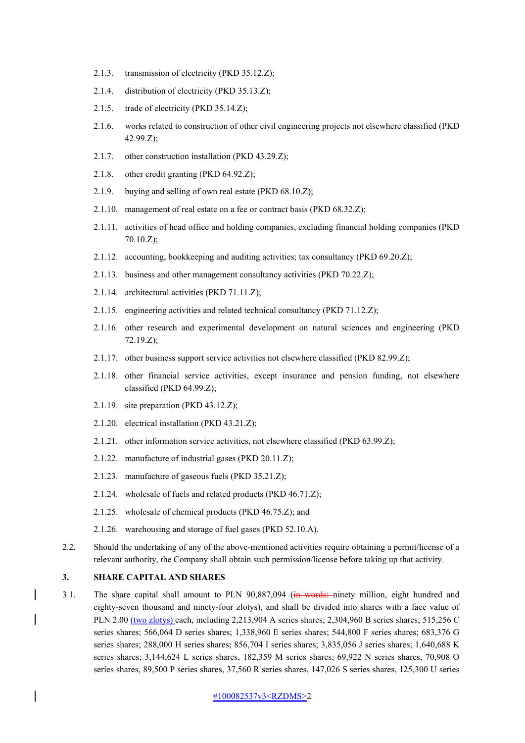2.1.3. transmission of electricity (PKD 35.12.Z);

2.1.4. distribution of electricity (PKD 35.13.Z);

2.1.5. trade of electricity (PKD 35.14.Z);

2.1.6. works related to construction of other civil engineering projects not elsewhere classified (PKD 42.99.Z);

2.1.7. other construction installation (PKD 43.29.Z);

2.1.8. other credit granting (PKD 64.92.Z);

2.1.9. buying and selling of own real estate (PKD 68.10.Z);

2.1.10. management of real estate on a fee or contract basis (PKD 68.32.Z);

2.1.11. activities of head office and holding companies, excluding financial holding companies (PKD 70.10.Z);

2.1.12. accounting, bookkeeping and auditing activities; tax consultancy (PKD 69.20.Z);

2.1.13. business and other management consultancy activities (PKD 70.22.Z);

2.1.14. architectural activities (PKD 71.11.Z);

2.1.15. engineering activities and related technical consultancy (PKD 71.12.Z);

2.1.16. other research and experimental development on natural sciences and engineering (PKD 72.19.Z);

2.1.17. other business support service activities not elsewhere classified (PKD 82.99.Z);

2.1.18. other financial service activities, except insurance and pension funding, not elsewhere classified (PKD 64.99.Z);

2.1.19. site preparation (PKD 43.12.Z);

2.1.20. electrical installation (PKD 43.21.Z);

2.1.21. other information service activities, not elsewhere classified (PKD 63.99.Z);

2.1.22. manufacture of industrial gases (PKD 20.11.Z);

2.1.23. manufacture of gaseous fuels (PKD 35.21.Z);

2.1.24. wholesale of fuels and related products (PKD 46.71.Z);

2.1.25. wholesale of chemical products (PKD 46.75.Z); and

2.1.26. warehousing and storage of fuel gases (PKD 52.10.A).

2.2. Should the undertaking of any of the above-mentioned activities require obtaining a permit/license of a relevant authority, the Company shall obtain such permission/license before taking up that activity.

### 3. SHARE CAPITAL AND SHARES

3.1. The share capital shall amount to PLN 90,887,094 (~~in words:~~ ninety million, eight hundred and eighty-seven thousand and ninety-four zlotys), and shall be divided into shares with a face value of PLN 2.00 (two zlotys) each, including 2,213,904 A series shares; 2,304,960 B series shares; 515,256 C series shares; 566,064 D series shares; 1,338,960 E series shares; 544,800 F series shares; 683,376 G series shares; 288,000 H series shares; 856,704 I series shares; 3,835,056 J series shares; 1,640,688 K series shares; 3,144,624 L series shares, 182,359 M series shares; 69,922 N series shares, 70,908 O series shares, 89,500 P series shares, 37,560 R series shares, 147,026 S series shares, 125,300 U series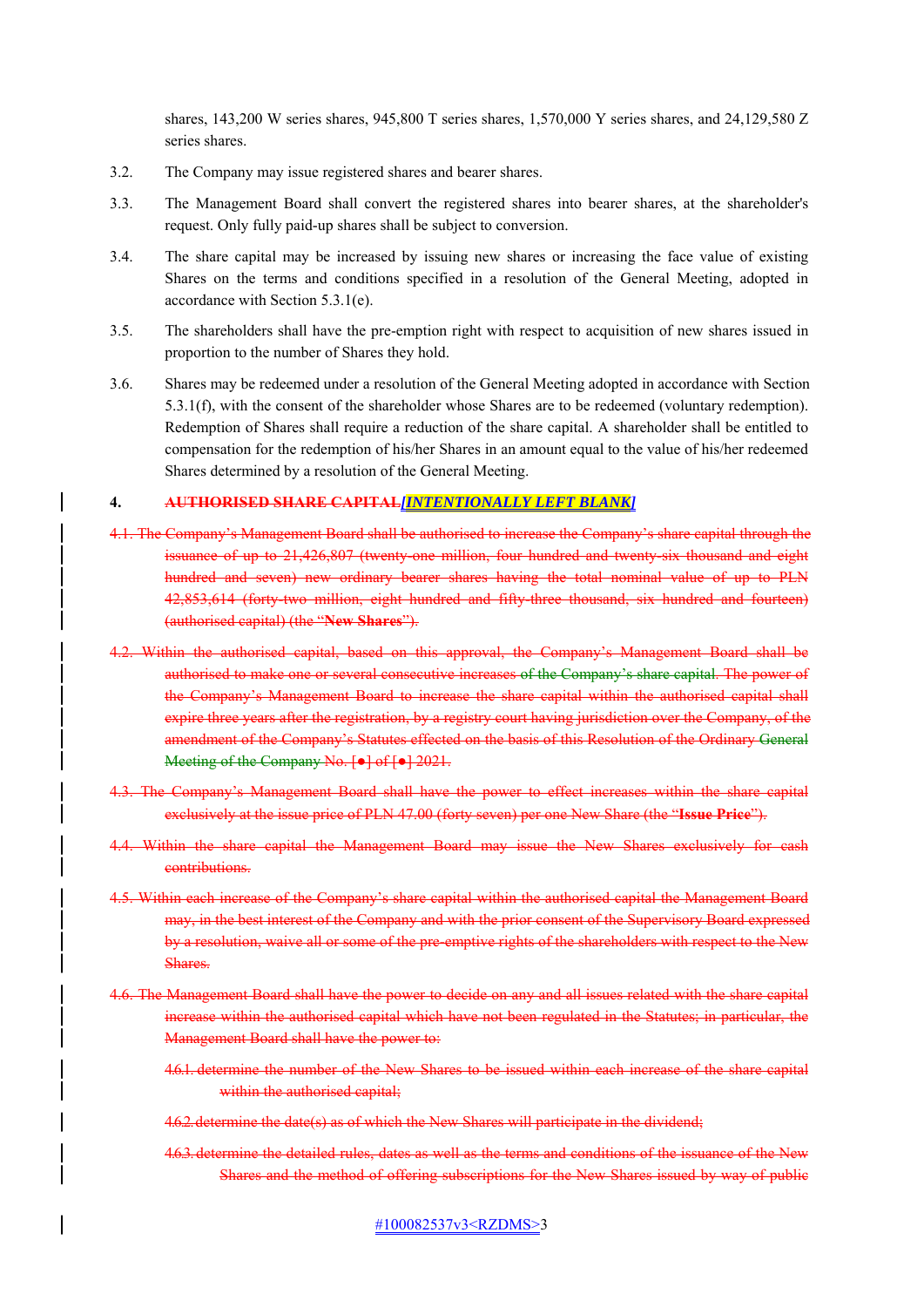shares, 143,200 W series shares, 945,800 T series shares, 1,570,000 Y series shares, and 24,129,580 Z series shares.

3.2. The Company may issue registered shares and bearer shares.

3.3. The Management Board shall convert the registered shares into bearer shares, at the shareholder's request. Only fully paid-up shares shall be subject to conversion.

3.4. The share capital may be increased by issuing new shares or increasing the face value of existing Shares on the terms and conditions specified in a resolution of the General Meeting, adopted in accordance with Section 5.3.1(e).

3.5. The shareholders shall have the pre-emption right with respect to acquisition of new shares issued in proportion to the number of Shares they hold.

3.6. Shares may be redeemed under a resolution of the General Meeting adopted in accordance with Section 5.3.1(f), with the consent of the shareholder whose Shares are to be redeemed (voluntary redemption). Redemption of Shares shall require a reduction of the share capital. A shareholder shall be entitled to compensation for the redemption of his/her Shares in an amount equal to the value of his/her redeemed Shares determined by a resolution of the General Meeting.

## 4. ~~AUTHORISED SHARE CAPITAL~~ *[INTENTIONALLY LEFT BLANK]*

~~4.1. The Company's Management Board shall be authorised to increase the Company's share capital through the issuance of up to 21,426,807 (twenty-one million, four hundred and twenty-six thousand and eight hundred and seven) new ordinary bearer shares having the total nominal value of up to PLN 42,853,614 (forty-two million, eight hundred and fifty-three thousand, six hundred and fourteen) (authorised capital) (the "**New Shares**").~~

~~4.2. Within the authorised capital, based on this approval, the Company's Management Board shall be authorised to make one or several consecutive increases of the Company's share capital. The power of the Company's Management Board to increase the share capital within the authorised capital shall expire three years after the registration, by a registry court having jurisdiction over the Company, of the amendment of the Company's Statutes effected on the basis of this Resolution of the Ordinary General Meeting of the Company No. [●] of [●] 2021.~~

~~4.3. The Company's Management Board shall have the power to effect increases within the share capital exclusively at the issue price of PLN 47.00 (forty seven) per one New Share (the "**Issue Price**").~~

~~4.4. Within the share capital the Management Board may issue the New Shares exclusively for cash contributions.~~

~~4.5. Within each increase of the Company's share capital within the authorised capital the Management Board may, in the best interest of the Company and with the prior consent of the Supervisory Board expressed by a resolution, waive all or some of the pre-emptive rights of the shareholders with respect to the New Shares.~~

~~4.6. The Management Board shall have the power to decide on any and all issues related with the share capital increase within the authorised capital which have not been regulated in the Statutes; in particular, the Management Board shall have the power to:~~

~~4.6.1. determine the number of the New Shares to be issued within each increase of the share capital within the authorised capital;~~

~~4.6.2. determine the date(s) as of which the New Shares will participate in the dividend;~~

~~4.6.3. determine the detailed rules, dates as well as the terms and conditions of the issuance of the New Shares and the method of offering subscriptions for the New Shares issued by way of public~~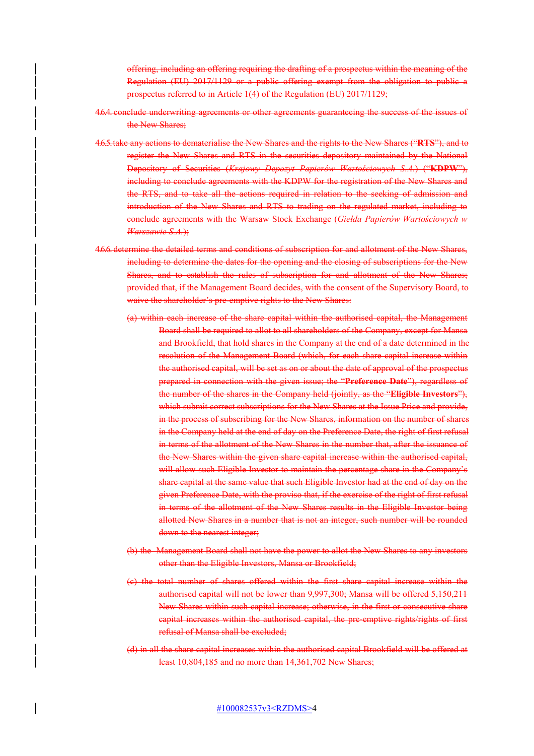~~offering, including an offering requiring the drafting of a prospectus within the meaning of the Regulation (EU) 2017/1129 or a public offering exempt from the obligation to public a prospectus referred to in Article 1(4) of the Regulation (EU) 2017/1129;~~

~~4.6.4. conclude underwriting agreements or other agreements guaranteeing the success of the issues of the New Shares;~~

~~4.6.5. take any actions to dematerialise the New Shares and the rights to the New Shares ("**RTS**"), and to register the New Shares and RTS in the securities depository maintained by the National Depository of Securities (*Krajowy Depozyt Papierów Wartościowych S.A.*) ("**KDPW**"), including to conclude agreements with the KDPW for the registration of the New Shares and the RTS, and to take all the actions required in relation to the seeking of admission and introduction of the New Shares and RTS to trading on the regulated market, including to conclude agreements with the Warsaw Stock Exchange (*Giełda Papierów Wartościowych w Warszawie S.A.*);~~

~~4.6.6. determine the detailed terms and conditions of subscription for and allotment of the New Shares, including to determine the dates for the opening and the closing of subscriptions for the New Shares, and to establish the rules of subscription for and allotment of the New Shares; provided that, if the Management Board decides, with the consent of the Supervisory Board, to waive the shareholder's pre-emptive rights to the New Shares:~~

~~(a) within each increase of the share capital within the authorised capital, the Management Board shall be required to allot to all shareholders of the Company, except for Mansa and Brookfield, that hold shares in the Company at the end of a date determined in the resolution of the Management Board (which, for each share capital increase within the authorised capital, will be set as on or about the date of approval of the prospectus prepared in connection with the given issue; the "**Preference Date**"), regardless of the number of the shares in the Company held (jointly, as the "**Eligible Investors**"), which submit correct subscriptions for the New Shares at the Issue Price and provide, in the process of subscribing for the New Shares, information on the number of shares in the Company held at the end of day on the Preference Date, the right of first refusal in terms of the allotment of the New Shares in the number that, after the issuance of the New Shares within the given share capital increase within the authorised capital, will allow such Eligible Investor to maintain the percentage share in the Company's share capital at the same value that such Eligible Investor had at the end of day on the given Preference Date, with the proviso that, if the exercise of the right of first refusal in terms of the allotment of the New Shares results in the Eligible Investor being allotted New Shares in a number that is not an integer, such number will be rounded down to the nearest integer;~~

~~(b) the Management Board shall not have the power to allot the New Shares to any investors other than the Eligible Investors, Mansa or Brookfield;~~

~~(c) the total number of shares offered within the first share capital increase within the authorised capital will not be lower than 9,997,300; Mansa will be offered 5,150,211 New Shares within such capital increase; otherwise, in the first or consecutive share capital increases within the authorised capital, the pre-emptive rights/rights of first refusal of Mansa shall be excluded;~~

~~(d) in all the share capital increases within the authorised capital Brookfield will be offered at least 10,804,185 and no more than 14,361,702 New Shares;~~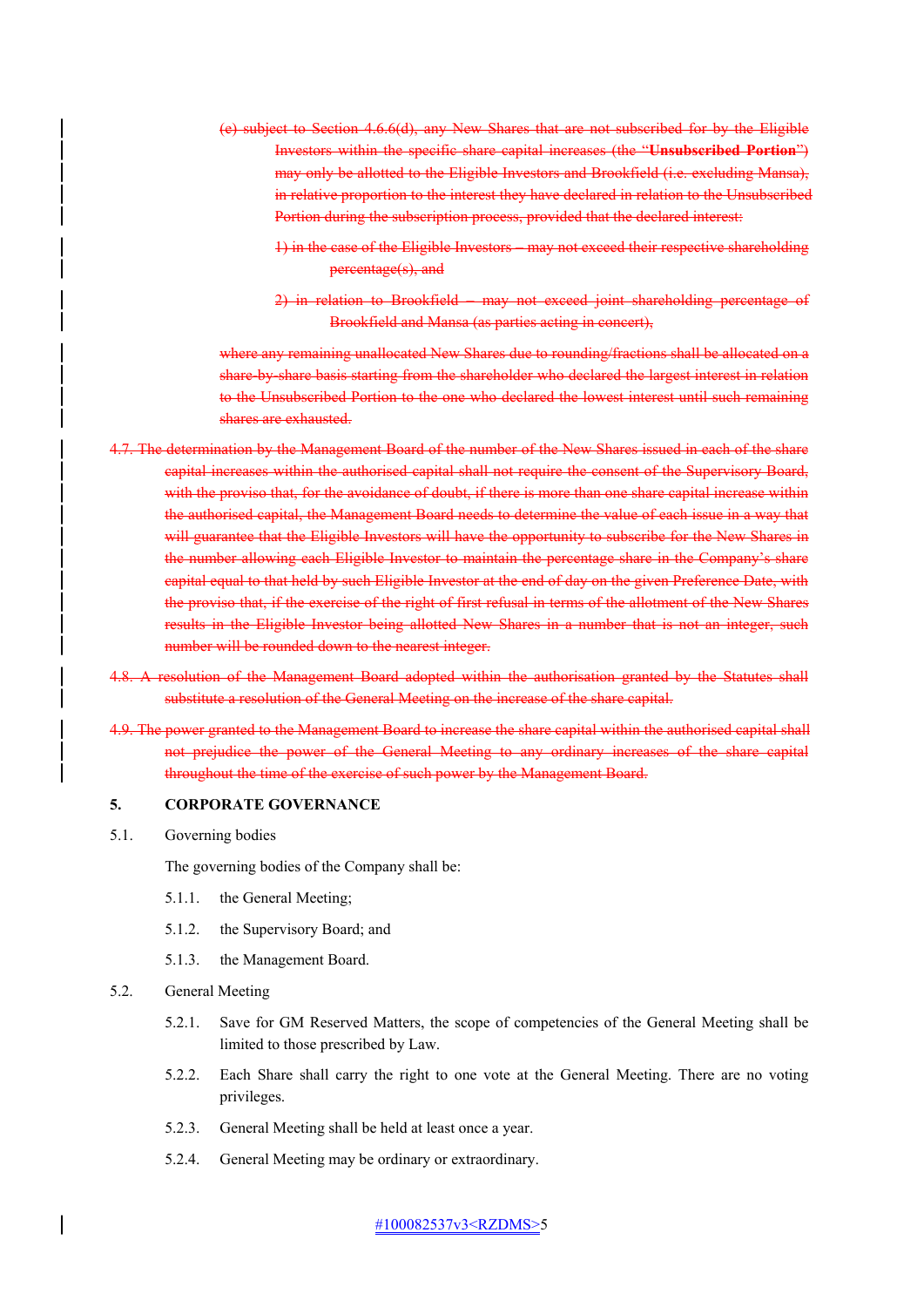~~(e) subject to Section 4.6.6(d), any New Shares that are not subscribed for by the Eligible Investors within the specific share capital increases (the "**Unsubscribed Portion**") may only be allotted to the Eligible Investors and Brookfield (i.e. excluding Mansa), in relative proportion to the interest they have declared in relation to the Unsubscribed Portion during the subscription process, provided that the declared interest:~~

~~1) in the case of the Eligible Investors – may not exceed their respective shareholding percentage(s), and~~

~~2) in relation to Brookfield – may not exceed joint shareholding percentage of Brookfield and Mansa (as parties acting in concert),~~

~~where any remaining unallocated New Shares due to rounding/fractions shall be allocated on a share-by-share basis starting from the shareholder who declared the largest interest in relation to the Unsubscribed Portion to the one who declared the lowest interest until such remaining shares are exhausted.~~

~~4.7. The determination by the Management Board of the number of the New Shares issued in each of the share capital increases within the authorised capital shall not require the consent of the Supervisory Board, with the proviso that, for the avoidance of doubt, if there is more than one share capital increase within the authorised capital, the Management Board needs to determine the value of each issue in a way that will guarantee that the Eligible Investors will have the opportunity to subscribe for the New Shares in the number allowing each Eligible Investor to maintain the percentage share in the Company's share capital equal to that held by such Eligible Investor at the end of day on the given Preference Date, with the proviso that, if the exercise of the right of first refusal in terms of the allotment of the New Shares results in the Eligible Investor being allotted New Shares in a number that is not an integer, such number will be rounded down to the nearest integer.~~

~~4.8. A resolution of the Management Board adopted within the authorisation granted by the Statutes shall substitute a resolution of the General Meeting on the increase of the share capital.~~

~~4.9. The power granted to the Management Board to increase the share capital within the authorised capital shall not prejudice the power of the General Meeting to any ordinary increases of the share capital throughout the time of the exercise of such power by the Management Board.~~

## 5. CORPORATE GOVERNANCE

5.1. Governing bodies

The governing bodies of the Company shall be:

5.1.1. the General Meeting;

5.1.2. the Supervisory Board; and

5.1.3. the Management Board.

5.2. General Meeting

5.2.1. Save for GM Reserved Matters, the scope of competencies of the General Meeting shall be limited to those prescribed by Law.

5.2.2. Each Share shall carry the right to one vote at the General Meeting. There are no voting privileges.

5.2.3. General Meeting shall be held at least once a year.

5.2.4. General Meeting may be ordinary or extraordinary.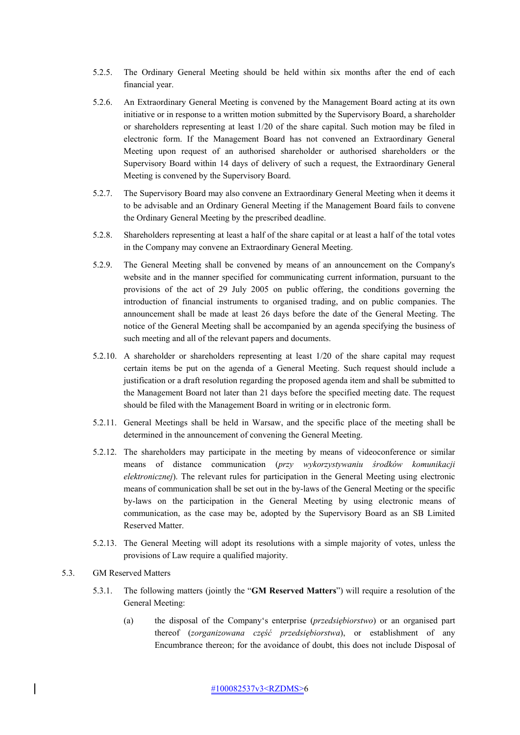5.2.5. The Ordinary General Meeting should be held within six months after the end of each financial year.

5.2.6. An Extraordinary General Meeting is convened by the Management Board acting at its own initiative or in response to a written motion submitted by the Supervisory Board, a shareholder or shareholders representing at least 1/20 of the share capital. Such motion may be filed in electronic form. If the Management Board has not convened an Extraordinary General Meeting upon request of an authorised shareholder or authorised shareholders or the Supervisory Board within 14 days of delivery of such a request, the Extraordinary General Meeting is convened by the Supervisory Board.

5.2.7. The Supervisory Board may also convene an Extraordinary General Meeting when it deems it to be advisable and an Ordinary General Meeting if the Management Board fails to convene the Ordinary General Meeting by the prescribed deadline.

5.2.8. Shareholders representing at least a half of the share capital or at least a half of the total votes in the Company may convene an Extraordinary General Meeting.

5.2.9. The General Meeting shall be convened by means of an announcement on the Company's website and in the manner specified for communicating current information, pursuant to the provisions of the act of 29 July 2005 on public offering, the conditions governing the introduction of financial instruments to organised trading, and on public companies. The announcement shall be made at least 26 days before the date of the General Meeting. The notice of the General Meeting shall be accompanied by an agenda specifying the business of such meeting and all of the relevant papers and documents.

5.2.10. A shareholder or shareholders representing at least 1/20 of the share capital may request certain items be put on the agenda of a General Meeting. Such request should include a justification or a draft resolution regarding the proposed agenda item and shall be submitted to the Management Board not later than 21 days before the specified meeting date. The request should be filed with the Management Board in writing or in electronic form.

5.2.11. General Meetings shall be held in Warsaw, and the specific place of the meeting shall be determined in the announcement of convening the General Meeting.

5.2.12. The shareholders may participate in the meeting by means of videoconference or similar means of distance communication (*przy wykorzystywaniu środków komunikacji elektronicznej*). The relevant rules for participation in the General Meeting using electronic means of communication shall be set out in the by-laws of the General Meeting or the specific by-laws on the participation in the General Meeting by using electronic means of communication, as the case may be, adopted by the Supervisory Board as an SB Limited Reserved Matter.

5.2.13. The General Meeting will adopt its resolutions with a simple majority of votes, unless the provisions of Law require a qualified majority.

5.3. GM Reserved Matters

5.3.1. The following matters (jointly the "**GM Reserved Matters**") will require a resolution of the General Meeting:

(a) the disposal of the Company's enterprise (*przedsiębiorstwo*) or an organised part thereof (*zorganizowana część przedsiębiorstwa*), or establishment of any Encumbrance thereon; for the avoidance of doubt, this does not include Disposal of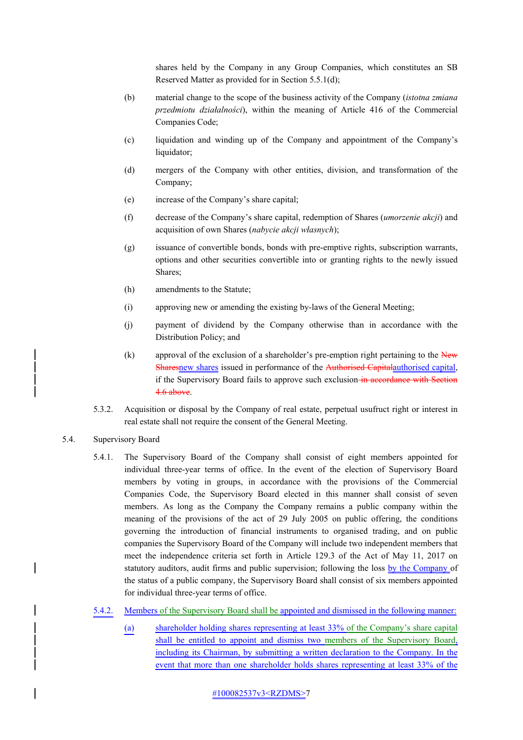shares held by the Company in any Group Companies, which constitutes an SB Reserved Matter as provided for in Section 5.5.1(d);

(b) material change to the scope of the business activity of the Company (*istotna zmiana przedmiotu działalności*), within the meaning of Article 416 of the Commercial Companies Code;

(c) liquidation and winding up of the Company and appointment of the Company's liquidator;

(d) mergers of the Company with other entities, division, and transformation of the Company;

(e) increase of the Company's share capital;

(f) decrease of the Company's share capital, redemption of Shares (*umorzenie akcji*) and acquisition of own Shares (*nabycie akcji własnych*);

(g) issuance of convertible bonds, bonds with pre-emptive rights, subscription warrants, options and other securities convertible into or granting rights to the newly issued Shares;

(h) amendments to the Statute;

(i) approving new or amending the existing by-laws of the General Meeting;

(j) payment of dividend by the Company otherwise than in accordance with the Distribution Policy; and

(k) approval of the exclusion of a shareholder's pre-emption right pertaining to the ~~New Shares~~new shares issued in performance of the ~~Authorised Capital~~authorised capital, if the Supervisory Board fails to approve such exclusion~~ in accordance with Section 4.6 above~~.

5.3.2. Acquisition or disposal by the Company of real estate, perpetual usufruct right or interest in real estate shall not require the consent of the General Meeting.

5.4. Supervisory Board

5.4.1. The Supervisory Board of the Company shall consist of eight members appointed for individual three-year terms of office. In the event of the election of Supervisory Board members by voting in groups, in accordance with the provisions of the Commercial Companies Code, the Supervisory Board elected in this manner shall consist of seven members. As long as the Company the Company remains a public company within the meaning of the provisions of the act of 29 July 2005 on public offering, the conditions governing the introduction of financial instruments to organised trading, and on public companies the Supervisory Board of the Company will include two independent members that meet the independence criteria set forth in Article 129.3 of the Act of May 11, 2017 on statutory auditors, audit firms and public supervision; following the loss by the Company of the status of a public company, the Supervisory Board shall consist of six members appointed for individual three-year terms of office.

5.4.2. Members of the Supervisory Board shall be appointed and dismissed in the following manner:

(a) shareholder holding shares representing at least 33% of the Company's share capital shall be entitled to appoint and dismiss two members of the Supervisory Board, including its Chairman, by submitting a written declaration to the Company. In the event that more than one shareholder holds shares representing at least 33% of the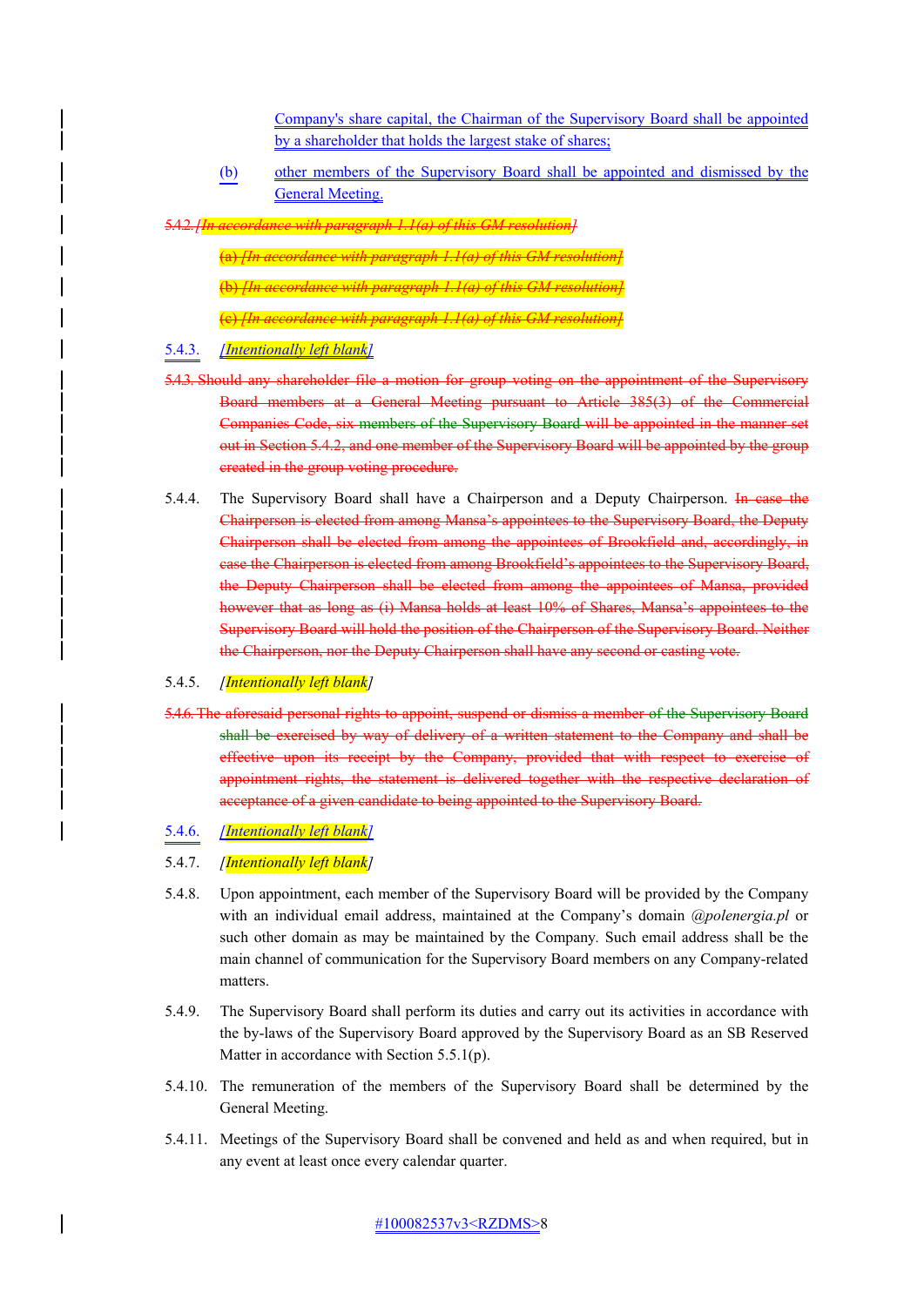Company's share capital, the Chairman of the Supervisory Board shall be appointed by a shareholder that holds the largest stake of shares;

(b) other members of the Supervisory Board shall be appointed and dismissed by the General Meeting.

~~5.4.2. [In accordance with paragraph 1.1(a) of this GM resolution]~~

~~(a) [In accordance with paragraph 1.1(a) of this GM resolution]~~

~~(b) [In accordance with paragraph 1.1(a) of this GM resolution]~~

~~(c) [In accordance with paragraph 1.1(a) of this GM resolution]~~

5.4.3. *[Intentionally left blank]*

~~5.4.3. Should any shareholder file a motion for group voting on the appointment of the Supervisory Board members at a General Meeting pursuant to Article 385(3) of the Commercial Companies Code, six members of the Supervisory Board will be appointed in the manner set out in Section 5.4.2, and one member of the Supervisory Board will be appointed by the group created in the group voting procedure.~~

5.4.4. The Supervisory Board shall have a Chairperson and a Deputy Chairperson. ~~In case the Chairperson is elected from among Mansa's appointees to the Supervisory Board, the Deputy Chairperson shall be elected from among the appointees of Brookfield and, accordingly, in case the Chairperson is elected from among Brookfield's appointees to the Supervisory Board, the Deputy Chairperson shall be elected from among the appointees of Mansa, provided however that as long as (i) Mansa holds at least 10% of Shares, Mansa's appointees to the Supervisory Board will hold the position of the Chairperson of the Supervisory Board. Neither the Chairperson, nor the Deputy Chairperson shall have any second or casting vote.~~

5.4.5. *[Intentionally left blank]*

~~5.4.6. The aforesaid personal rights to appoint, suspend or dismiss a member of the Supervisory Board shall be exercised by way of delivery of a written statement to the Company and shall be effective upon its receipt by the Company, provided that with respect to exercise of appointment rights, the statement is delivered together with the respective declaration of acceptance of a given candidate to being appointed to the Supervisory Board.~~

5.4.6. *[Intentionally left blank]*

5.4.7. *[Intentionally left blank]*

5.4.8. Upon appointment, each member of the Supervisory Board will be provided by the Company with an individual email address, maintained at the Company's domain *@polenergia.pl* or such other domain as may be maintained by the Company. Such email address shall be the main channel of communication for the Supervisory Board members on any Company-related matters.

5.4.9. The Supervisory Board shall perform its duties and carry out its activities in accordance with the by-laws of the Supervisory Board approved by the Supervisory Board as an SB Reserved Matter in accordance with Section 5.5.1(p).

5.4.10. The remuneration of the members of the Supervisory Board shall be determined by the General Meeting.

5.4.11. Meetings of the Supervisory Board shall be convened and held as and when required, but in any event at least once every calendar quarter.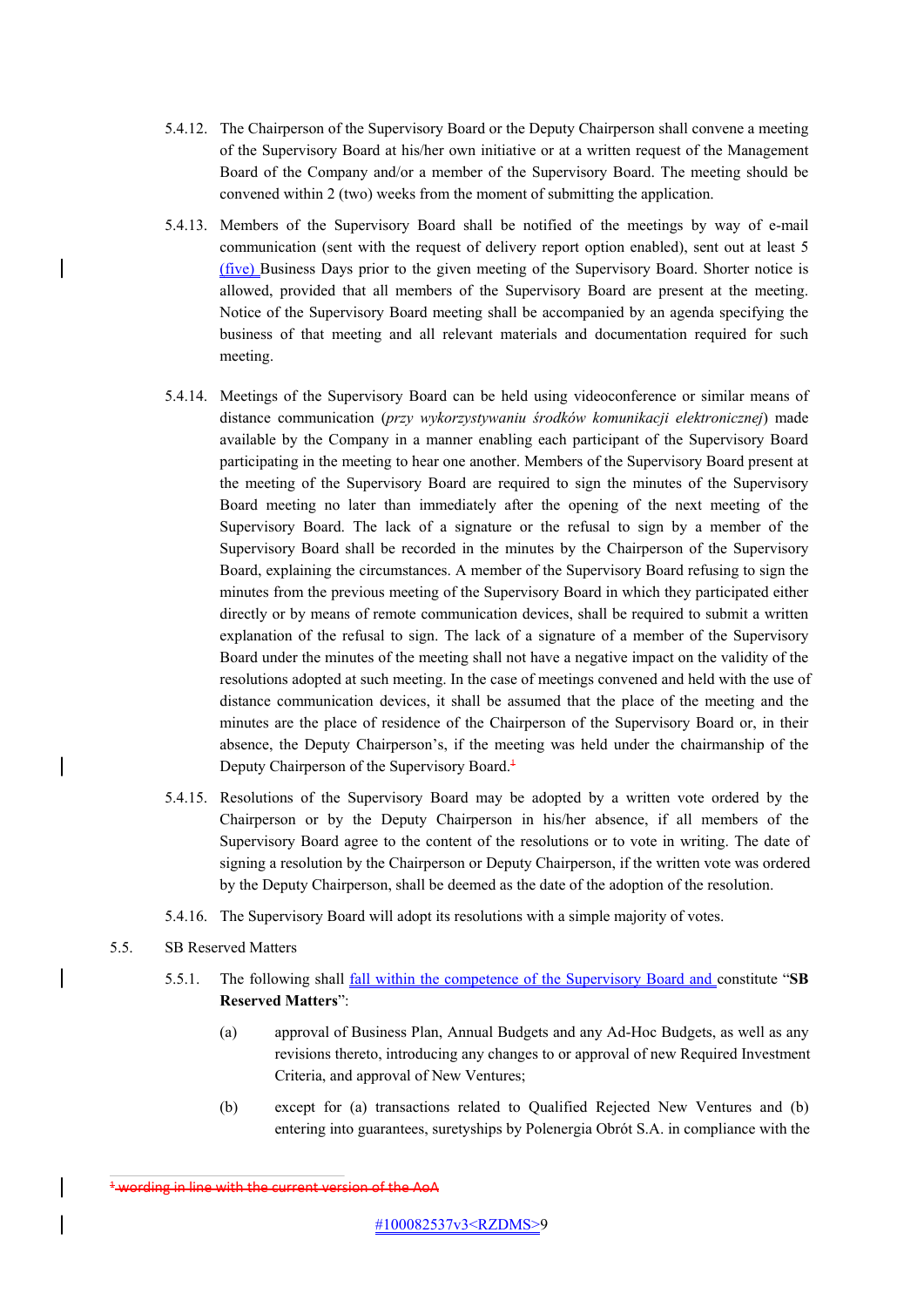5.4.12. The Chairperson of the Supervisory Board or the Deputy Chairperson shall convene a meeting of the Supervisory Board at his/her own initiative or at a written request of the Management Board of the Company and/or a member of the Supervisory Board. The meeting should be convened within 2 (two) weeks from the moment of submitting the application.

5.4.13. Members of the Supervisory Board shall be notified of the meetings by way of e-mail communication (sent with the request of delivery report option enabled), sent out at least 5 (five) Business Days prior to the given meeting of the Supervisory Board. Shorter notice is allowed, provided that all members of the Supervisory Board are present at the meeting. Notice of the Supervisory Board meeting shall be accompanied by an agenda specifying the business of that meeting and all relevant materials and documentation required for such meeting.

5.4.14. Meetings of the Supervisory Board can be held using videoconference or similar means of distance communication (*przy wykorzystywaniu środków komunikacji elektronicznej*) made available by the Company in a manner enabling each participant of the Supervisory Board participating in the meeting to hear one another. Members of the Supervisory Board present at the meeting of the Supervisory Board are required to sign the minutes of the Supervisory Board meeting no later than immediately after the opening of the next meeting of the Supervisory Board. The lack of a signature or the refusal to sign by a member of the Supervisory Board shall be recorded in the minutes by the Chairperson of the Supervisory Board, explaining the circumstances. A member of the Supervisory Board refusing to sign the minutes from the previous meeting of the Supervisory Board in which they participated either directly or by means of remote communication devices, shall be required to submit a written explanation of the refusal to sign. The lack of a signature of a member of the Supervisory Board under the minutes of the meeting shall not have a negative impact on the validity of the resolutions adopted at such meeting. In the case of meetings convened and held with the use of distance communication devices, it shall be assumed that the place of the meeting and the minutes are the place of residence of the Chairperson of the Supervisory Board or, in their absence, the Deputy Chairperson's, if the meeting was held under the chairmanship of the Deputy Chairperson of the Supervisory Board.~~[1]~~

5.4.15. Resolutions of the Supervisory Board may be adopted by a written vote ordered by the Chairperson or by the Deputy Chairperson in his/her absence, if all members of the Supervisory Board agree to the content of the resolutions or to vote in writing. The date of signing a resolution by the Chairperson or Deputy Chairperson, if the written vote was ordered by the Deputy Chairperson, shall be deemed as the date of the adoption of the resolution.

5.4.16. The Supervisory Board will adopt its resolutions with a simple majority of votes.

5.5. SB Reserved Matters

5.5.1. The following shall fall within the competence of the Supervisory Board and constitute "**SB Reserved Matters**":

(a) approval of Business Plan, Annual Budgets and any Ad-Hoc Budgets, as well as any revisions thereto, introducing any changes to or approval of new Required Investment Criteria, and approval of New Ventures;

(b) except for (a) transactions related to Qualified Rejected New Ventures and (b) entering into guarantees, suretyships by Polenergia Obrót S.A. in compliance with the

~~[1] wording in line with the current version of the AoA~~

#100082537v3<RZDMS>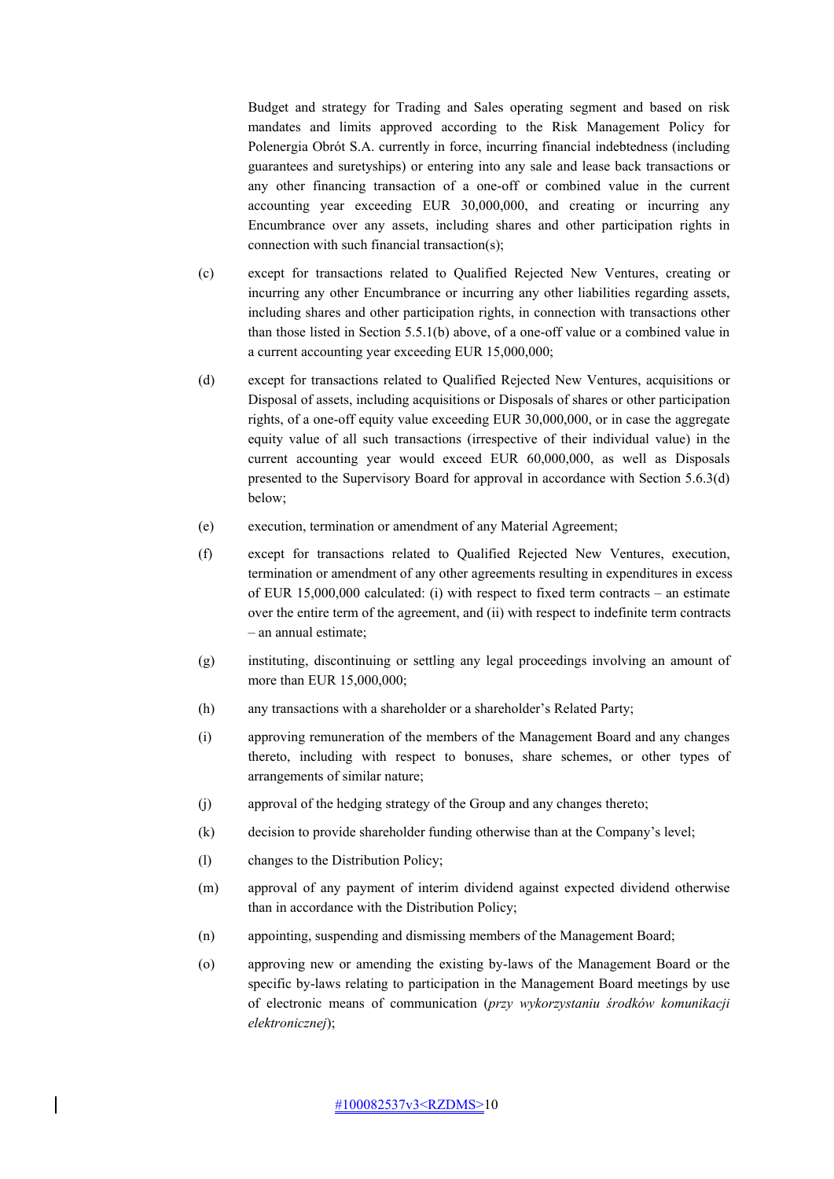Budget and strategy for Trading and Sales operating segment and based on risk mandates and limits approved according to the Risk Management Policy for Polenergia Obrót S.A. currently in force, incurring financial indebtedness (including guarantees and suretyships) or entering into any sale and lease back transactions or any other financing transaction of a one-off or combined value in the current accounting year exceeding EUR 30,000,000, and creating or incurring any Encumbrance over any assets, including shares and other participation rights in connection with such financial transaction(s);

(c) except for transactions related to Qualified Rejected New Ventures, creating or incurring any other Encumbrance or incurring any other liabilities regarding assets, including shares and other participation rights, in connection with transactions other than those listed in Section 5.5.1(b) above, of a one-off value or a combined value in a current accounting year exceeding EUR 15,000,000;

(d) except for transactions related to Qualified Rejected New Ventures, acquisitions or Disposal of assets, including acquisitions or Disposals of shares or other participation rights, of a one-off equity value exceeding EUR 30,000,000, or in case the aggregate equity value of all such transactions (irrespective of their individual value) in the current accounting year would exceed EUR 60,000,000, as well as Disposals presented to the Supervisory Board for approval in accordance with Section 5.6.3(d) below;

(e) execution, termination or amendment of any Material Agreement;

(f) except for transactions related to Qualified Rejected New Ventures, execution, termination or amendment of any other agreements resulting in expenditures in excess of EUR 15,000,000 calculated: (i) with respect to fixed term contracts – an estimate over the entire term of the agreement, and (ii) with respect to indefinite term contracts – an annual estimate;

(g) instituting, discontinuing or settling any legal proceedings involving an amount of more than EUR 15,000,000;

(h) any transactions with a shareholder or a shareholder's Related Party;

(i) approving remuneration of the members of the Management Board and any changes thereto, including with respect to bonuses, share schemes, or other types of arrangements of similar nature;

(j) approval of the hedging strategy of the Group and any changes thereto;

(k) decision to provide shareholder funding otherwise than at the Company's level;

(l) changes to the Distribution Policy;

(m) approval of any payment of interim dividend against expected dividend otherwise than in accordance with the Distribution Policy;

(n) appointing, suspending and dismissing members of the Management Board;

(o) approving new or amending the existing by-laws of the Management Board or the specific by-laws relating to participation in the Management Board meetings by use of electronic means of communication (*przy wykorzystaniu środków komunikacji elektronicznej*);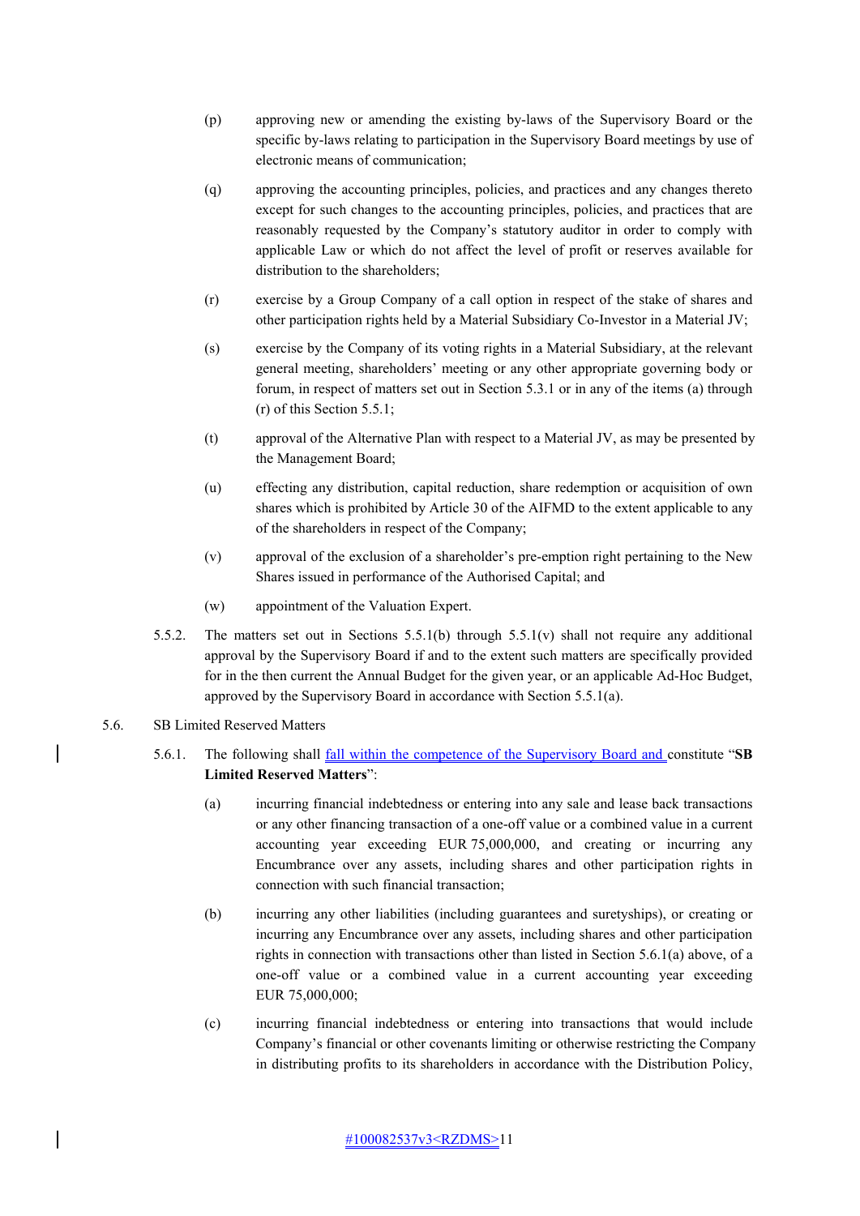(p) approving new or amending the existing by-laws of the Supervisory Board or the specific by-laws relating to participation in the Supervisory Board meetings by use of electronic means of communication;

(q) approving the accounting principles, policies, and practices and any changes thereto except for such changes to the accounting principles, policies, and practices that are reasonably requested by the Company's statutory auditor in order to comply with applicable Law or which do not affect the level of profit or reserves available for distribution to the shareholders;

(r) exercise by a Group Company of a call option in respect of the stake of shares and other participation rights held by a Material Subsidiary Co-Investor in a Material JV;

(s) exercise by the Company of its voting rights in a Material Subsidiary, at the relevant general meeting, shareholders' meeting or any other appropriate governing body or forum, in respect of matters set out in Section 5.3.1 or in any of the items (a) through (r) of this Section 5.5.1;

(t) approval of the Alternative Plan with respect to a Material JV, as may be presented by the Management Board;

(u) effecting any distribution, capital reduction, share redemption or acquisition of own shares which is prohibited by Article 30 of the AIFMD to the extent applicable to any of the shareholders in respect of the Company;

(v) approval of the exclusion of a shareholder's pre-emption right pertaining to the New Shares issued in performance of the Authorised Capital; and

(w) appointment of the Valuation Expert.

5.5.2. The matters set out in Sections 5.5.1(b) through 5.5.1(v) shall not require any additional approval by the Supervisory Board if and to the extent such matters are specifically provided for in the then current the Annual Budget for the given year, or an applicable Ad-Hoc Budget, approved by the Supervisory Board in accordance with Section 5.5.1(a).

5.6. SB Limited Reserved Matters

5.6.1. The following shall fall within the competence of the Supervisory Board and constitute "**SB Limited Reserved Matters**":

(a) incurring financial indebtedness or entering into any sale and lease back transactions or any other financing transaction of a one-off value or a combined value in a current accounting year exceeding EUR 75,000,000, and creating or incurring any Encumbrance over any assets, including shares and other participation rights in connection with such financial transaction;

(b) incurring any other liabilities (including guarantees and suretyships), or creating or incurring any Encumbrance over any assets, including shares and other participation rights in connection with transactions other than listed in Section 5.6.1(a) above, of a one-off value or a combined value in a current accounting year exceeding EUR 75,000,000;

(c) incurring financial indebtedness or entering into transactions that would include Company's financial or other covenants limiting or otherwise restricting the Company in distributing profits to its shareholders in accordance with the Distribution Policy,

#100082537v3<RZDMS>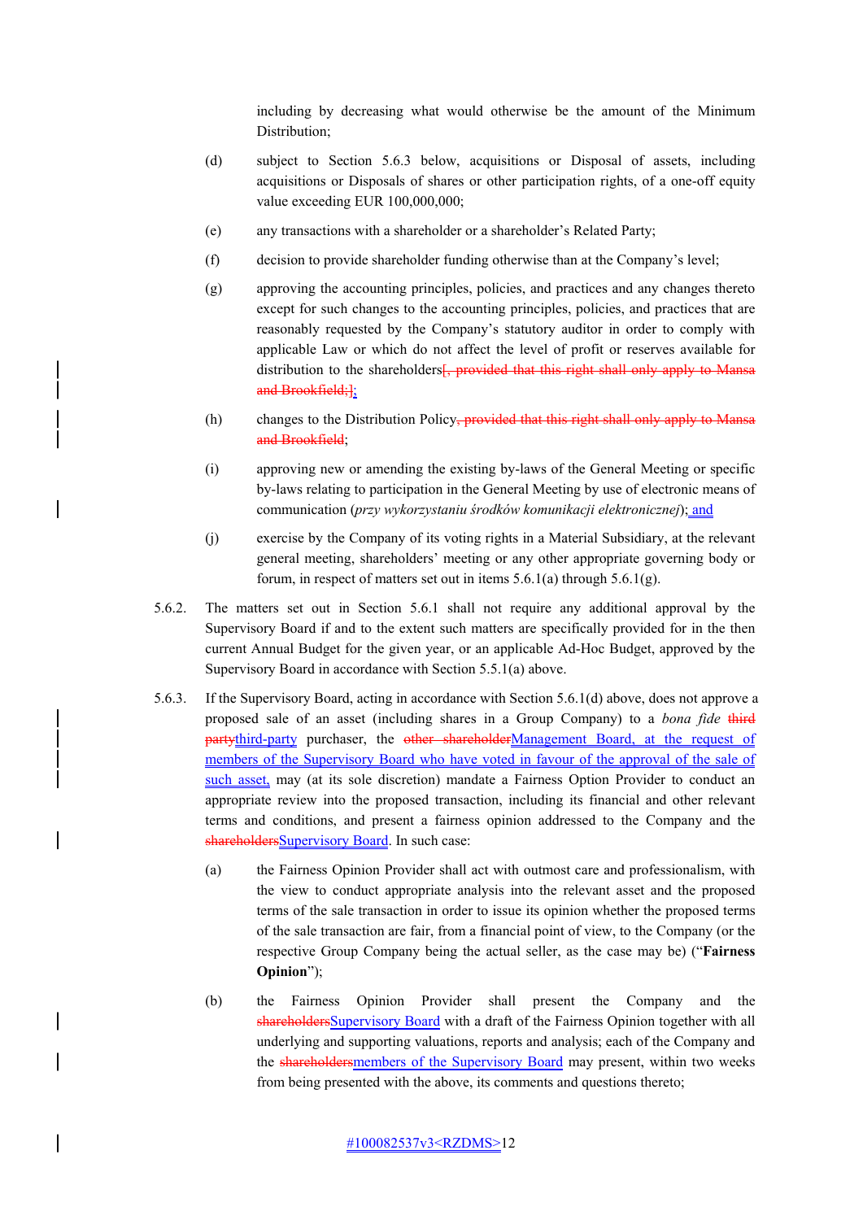including by decreasing what would otherwise be the amount of the Minimum Distribution;

(d) subject to Section 5.6.3 below, acquisitions or Disposal of assets, including acquisitions or Disposals of shares or other participation rights, of a one-off equity value exceeding EUR 100,000,000;

(e) any transactions with a shareholder or a shareholder's Related Party;

(f) decision to provide shareholder funding otherwise than at the Company's level;

(g) approving the accounting principles, policies, and practices and any changes thereto except for such changes to the accounting principles, policies, and practices that are reasonably requested by the Company's statutory auditor in order to comply with applicable Law or which do not affect the level of profit or reserves available for distribution to the shareholders~~[, provided that this right shall only apply to Mansa and Brookfield;]~~;

(h) changes to the Distribution Policy~~, provided that this right shall only apply to Mansa and Brookfield~~;

(i) approving new or amending the existing by-laws of the General Meeting or specific by-laws relating to participation in the General Meeting by use of electronic means of communication (*przy wykorzystaniu środków komunikacji elektronicznej*); and

(j) exercise by the Company of its voting rights in a Material Subsidiary, at the relevant general meeting, shareholders' meeting or any other appropriate governing body or forum, in respect of matters set out in items 5.6.1(a) through 5.6.1(g).

5.6.2. The matters set out in Section 5.6.1 shall not require any additional approval by the Supervisory Board if and to the extent such matters are specifically provided for in the then current Annual Budget for the given year, or an applicable Ad-Hoc Budget, approved by the Supervisory Board in accordance with Section 5.5.1(a) above.

5.6.3. If the Supervisory Board, acting in accordance with Section 5.6.1(d) above, does not approve a proposed sale of an asset (including shares in a Group Company) to a *bona fide* ~~third party~~third-party purchaser, the ~~other shareholder~~Management Board, at the request of members of the Supervisory Board who have voted in favour of the approval of the sale of such asset, may (at its sole discretion) mandate a Fairness Option Provider to conduct an appropriate review into the proposed transaction, including its financial and other relevant terms and conditions, and present a fairness opinion addressed to the Company and the ~~shareholders~~Supervisory Board. In such case:

(a) the Fairness Opinion Provider shall act with outmost care and professionalism, with the view to conduct appropriate analysis into the relevant asset and the proposed terms of the sale transaction in order to issue its opinion whether the proposed terms of the sale transaction are fair, from a financial point of view, to the Company (or the respective Group Company being the actual seller, as the case may be) ("**Fairness Opinion**");

(b) the Fairness Opinion Provider shall present the Company and the ~~shareholders~~Supervisory Board with a draft of the Fairness Opinion together with all underlying and supporting valuations, reports and analysis; each of the Company and the ~~shareholders~~members of the Supervisory Board may present, within two weeks from being presented with the above, its comments and questions thereto;

#100082537v3<RZDMS>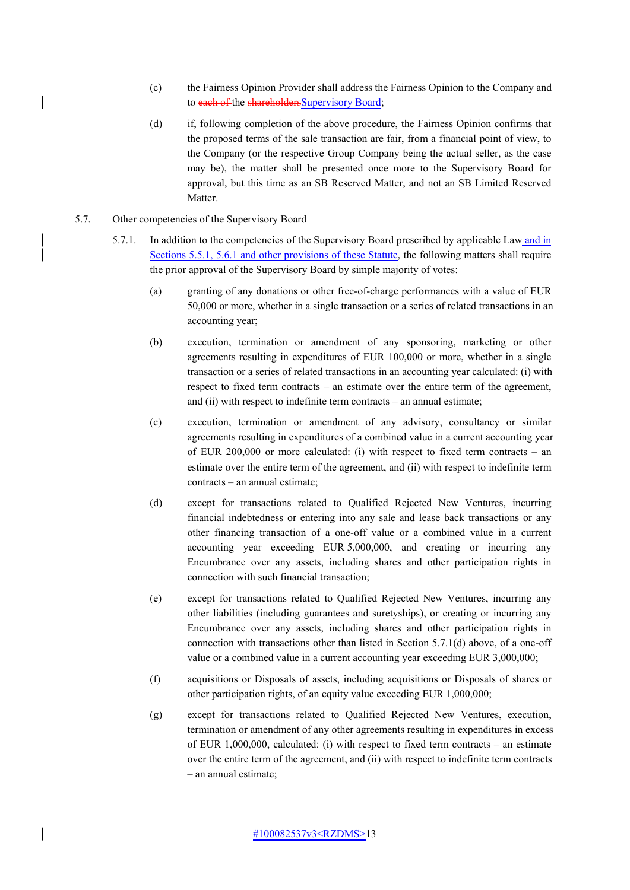(c) the Fairness Opinion Provider shall address the Fairness Opinion to the Company and to ~~each of~~ the ~~shareholders~~Supervisory Board;

(d) if, following completion of the above procedure, the Fairness Opinion confirms that the proposed terms of the sale transaction are fair, from a financial point of view, to the Company (or the respective Group Company being the actual seller, as the case may be), the matter shall be presented once more to the Supervisory Board for approval, but this time as an SB Reserved Matter, and not an SB Limited Reserved Matter.

5.7. Other competencies of the Supervisory Board

5.7.1. In addition to the competencies of the Supervisory Board prescribed by applicable Law and in Sections 5.5.1, 5.6.1 and other provisions of these Statute, the following matters shall require the prior approval of the Supervisory Board by simple majority of votes:

(a) granting of any donations or other free-of-charge performances with a value of EUR 50,000 or more, whether in a single transaction or a series of related transactions in an accounting year;

(b) execution, termination or amendment of any sponsoring, marketing or other agreements resulting in expenditures of EUR 100,000 or more, whether in a single transaction or a series of related transactions in an accounting year calculated: (i) with respect to fixed term contracts – an estimate over the entire term of the agreement, and (ii) with respect to indefinite term contracts – an annual estimate;

(c) execution, termination or amendment of any advisory, consultancy or similar agreements resulting in expenditures of a combined value in a current accounting year of EUR 200,000 or more calculated: (i) with respect to fixed term contracts – an estimate over the entire term of the agreement, and (ii) with respect to indefinite term contracts – an annual estimate;

(d) except for transactions related to Qualified Rejected New Ventures, incurring financial indebtedness or entering into any sale and lease back transactions or any other financing transaction of a one-off value or a combined value in a current accounting year exceeding EUR 5,000,000, and creating or incurring any Encumbrance over any assets, including shares and other participation rights in connection with such financial transaction;

(e) except for transactions related to Qualified Rejected New Ventures, incurring any other liabilities (including guarantees and suretyships), or creating or incurring any Encumbrance over any assets, including shares and other participation rights in connection with transactions other than listed in Section 5.7.1(d) above, of a one-off value or a combined value in a current accounting year exceeding EUR 3,000,000;

(f) acquisitions or Disposals of assets, including acquisitions or Disposals of shares or other participation rights, of an equity value exceeding EUR 1,000,000;

(g) except for transactions related to Qualified Rejected New Ventures, execution, termination or amendment of any other agreements resulting in expenditures in excess of EUR 1,000,000, calculated: (i) with respect to fixed term contracts – an estimate over the entire term of the agreement, and (ii) with respect to indefinite term contracts – an annual estimate;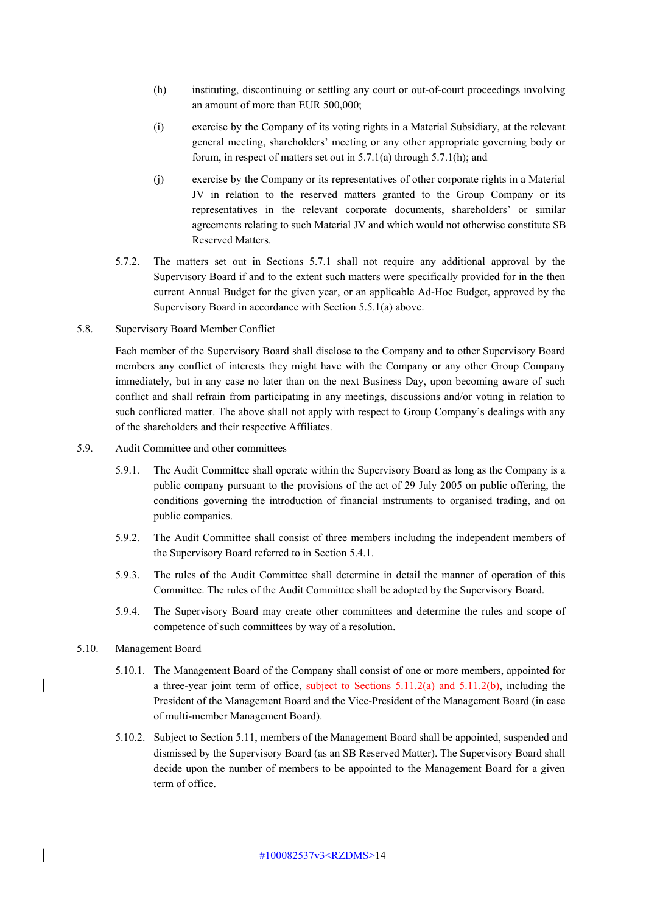(h) instituting, discontinuing or settling any court or out-of-court proceedings involving an amount of more than EUR 500,000;

(i) exercise by the Company of its voting rights in a Material Subsidiary, at the relevant general meeting, shareholders' meeting or any other appropriate governing body or forum, in respect of matters set out in 5.7.1(a) through 5.7.1(h); and

(j) exercise by the Company or its representatives of other corporate rights in a Material JV in relation to the reserved matters granted to the Group Company or its representatives in the relevant corporate documents, shareholders' or similar agreements relating to such Material JV and which would not otherwise constitute SB Reserved Matters.

5.7.2. The matters set out in Sections 5.7.1 shall not require any additional approval by the Supervisory Board if and to the extent such matters were specifically provided for in the then current Annual Budget for the given year, or an applicable Ad-Hoc Budget, approved by the Supervisory Board in accordance with Section 5.5.1(a) above.

5.8. Supervisory Board Member Conflict

Each member of the Supervisory Board shall disclose to the Company and to other Supervisory Board members any conflict of interests they might have with the Company or any other Group Company immediately, but in any case no later than on the next Business Day, upon becoming aware of such conflict and shall refrain from participating in any meetings, discussions and/or voting in relation to such conflicted matter. The above shall not apply with respect to Group Company's dealings with any of the shareholders and their respective Affiliates.

5.9. Audit Committee and other committees

5.9.1. The Audit Committee shall operate within the Supervisory Board as long as the Company is a public company pursuant to the provisions of the act of 29 July 2005 on public offering, the conditions governing the introduction of financial instruments to organised trading, and on public companies.

5.9.2. The Audit Committee shall consist of three members including the independent members of the Supervisory Board referred to in Section 5.4.1.

5.9.3. The rules of the Audit Committee shall determine in detail the manner of operation of this Committee. The rules of the Audit Committee shall be adopted by the Supervisory Board.

5.9.4. The Supervisory Board may create other committees and determine the rules and scope of competence of such committees by way of a resolution.

5.10. Management Board

5.10.1. The Management Board of the Company shall consist of one or more members, appointed for a three-year joint term of office, ~~subject to Sections 5.11.2(a) and 5.11.2(b)~~, including the President of the Management Board and the Vice-President of the Management Board (in case of multi-member Management Board).

5.10.2. Subject to Section 5.11, members of the Management Board shall be appointed, suspended and dismissed by the Supervisory Board (as an SB Reserved Matter). The Supervisory Board shall decide upon the number of members to be appointed to the Management Board for a given term of office.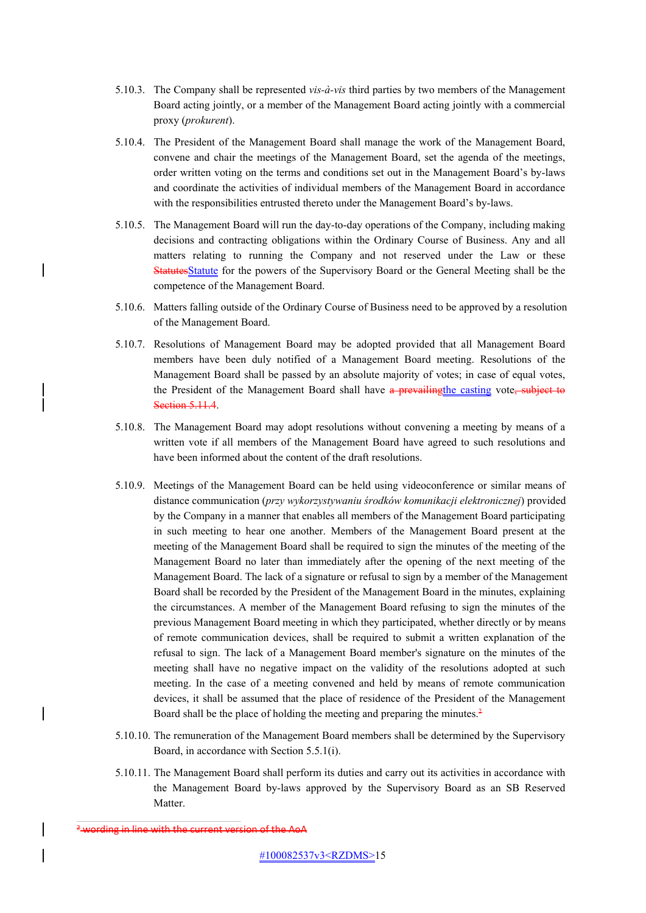5.10.3. The Company shall be represented *vis-à-vis* third parties by two members of the Management Board acting jointly, or a member of the Management Board acting jointly with a commercial proxy (*prokurent*).

5.10.4. The President of the Management Board shall manage the work of the Management Board, convene and chair the meetings of the Management Board, set the agenda of the meetings, order written voting on the terms and conditions set out in the Management Board's by-laws and coordinate the activities of individual members of the Management Board in accordance with the responsibilities entrusted thereto under the Management Board's by-laws.

5.10.5. The Management Board will run the day-to-day operations of the Company, including making decisions and contracting obligations within the Ordinary Course of Business. Any and all matters relating to running the Company and not reserved under the Law or these ~~Statutes~~Statute for the powers of the Supervisory Board or the General Meeting shall be the competence of the Management Board.

5.10.6. Matters falling outside of the Ordinary Course of Business need to be approved by a resolution of the Management Board.

5.10.7. Resolutions of Management Board may be adopted provided that all Management Board members have been duly notified of a Management Board meeting. Resolutions of the Management Board shall be passed by an absolute majority of votes; in case of equal votes, the President of the Management Board shall have ~~a prevailing~~the casting vote~~, subject to Section 5.11.4~~.

5.10.8. The Management Board may adopt resolutions without convening a meeting by means of a written vote if all members of the Management Board have agreed to such resolutions and have been informed about the content of the draft resolutions.

5.10.9. Meetings of the Management Board can be held using videoconference or similar means of distance communication (*przy wykorzystywaniu środków komunikacji elektronicznej*) provided by the Company in a manner that enables all members of the Management Board participating in such meeting to hear one another. Members of the Management Board present at the meeting of the Management Board shall be required to sign the minutes of the meeting of the Management Board no later than immediately after the opening of the next meeting of the Management Board. The lack of a signature or refusal to sign by a member of the Management Board shall be recorded by the President of the Management Board in the minutes, explaining the circumstances. A member of the Management Board refusing to sign the minutes of the previous Management Board meeting in which they participated, whether directly or by means of remote communication devices, shall be required to submit a written explanation of the refusal to sign. The lack of a Management Board member's signature on the minutes of the meeting shall have no negative impact on the validity of the resolutions adopted at such meeting. In the case of a meeting convened and held by means of remote communication devices, it shall be assumed that the place of residence of the President of the Management Board shall be the place of holding the meeting and preparing the minutes.~~[2]~~

5.10.10. The remuneration of the Management Board members shall be determined by the Supervisory Board, in accordance with Section 5.5.1(i).

5.10.11. The Management Board shall perform its duties and carry out its activities in accordance with the Management Board by-laws approved by the Supervisory Board as an SB Reserved Matter.

~~[2] wording in line with the current version of the AoA~~

#100082537v3<RZDMS>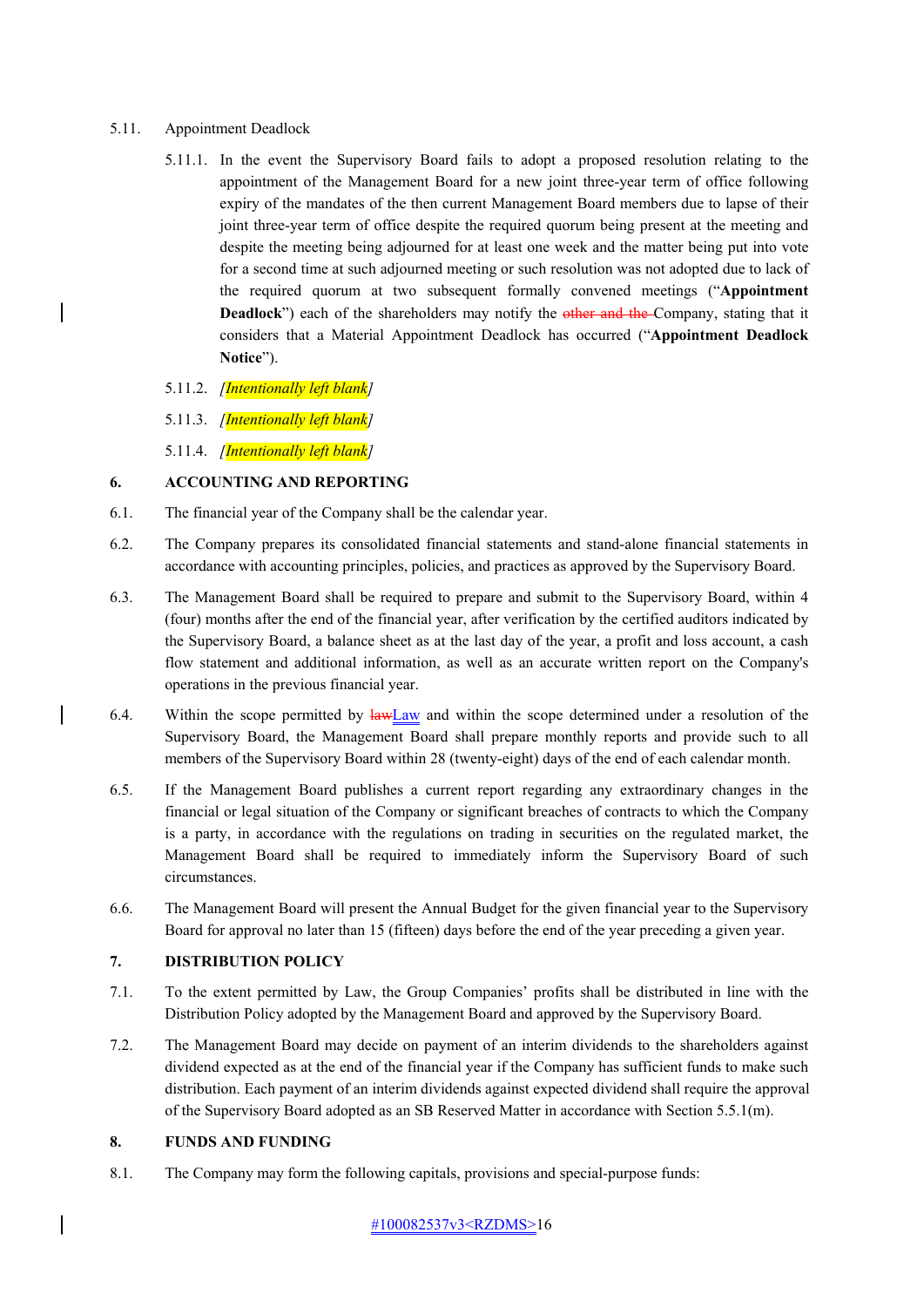5.11. Appointment Deadlock

5.11.1. In the event the Supervisory Board fails to adopt a proposed resolution relating to the appointment of the Management Board for a new joint three-year term of office following expiry of the mandates of the then current Management Board members due to lapse of their joint three-year term of office despite the required quorum being present at the meeting and despite the meeting being adjourned for at least one week and the matter being put into vote for a second time at such adjourned meeting or such resolution was not adopted due to lack of the required quorum at two subsequent formally convened meetings ("**Appointment Deadlock**") each of the shareholders may notify the ~~other and the~~ Company, stating that it considers that a Material Appointment Deadlock has occurred ("**Appointment Deadlock Notice**").

5.11.2. [*Intentionally left blank*]

5.11.3. [*Intentionally left blank*]

5.11.4. [*Intentionally left blank*]

## 6. ACCOUNTING AND REPORTING

6.1. The financial year of the Company shall be the calendar year.

6.2. The Company prepares its consolidated financial statements and stand-alone financial statements in accordance with accounting principles, policies, and practices as approved by the Supervisory Board.

6.3. The Management Board shall be required to prepare and submit to the Supervisory Board, within 4 (four) months after the end of the financial year, after verification by the certified auditors indicated by the Supervisory Board, a balance sheet as at the last day of the year, a profit and loss account, a cash flow statement and additional information, as well as an accurate written report on the Company's operations in the previous financial year.

6.4. Within the scope permitted by ~~law~~Law and within the scope determined under a resolution of the Supervisory Board, the Management Board shall prepare monthly reports and provide such to all members of the Supervisory Board within 28 (twenty-eight) days of the end of each calendar month.

6.5. If the Management Board publishes a current report regarding any extraordinary changes in the financial or legal situation of the Company or significant breaches of contracts to which the Company is a party, in accordance with the regulations on trading in securities on the regulated market, the Management Board shall be required to immediately inform the Supervisory Board of such circumstances.

6.6. The Management Board will present the Annual Budget for the given financial year to the Supervisory Board for approval no later than 15 (fifteen) days before the end of the year preceding a given year.

## 7. DISTRIBUTION POLICY

7.1. To the extent permitted by Law, the Group Companies' profits shall be distributed in line with the Distribution Policy adopted by the Management Board and approved by the Supervisory Board.

7.2. The Management Board may decide on payment of an interim dividends to the shareholders against dividend expected as at the end of the financial year if the Company has sufficient funds to make such distribution. Each payment of an interim dividends against expected dividend shall require the approval of the Supervisory Board adopted as an SB Reserved Matter in accordance with Section 5.5.1(m).

## 8. FUNDS AND FUNDING

8.1. The Company may form the following capitals, provisions and special-purpose funds: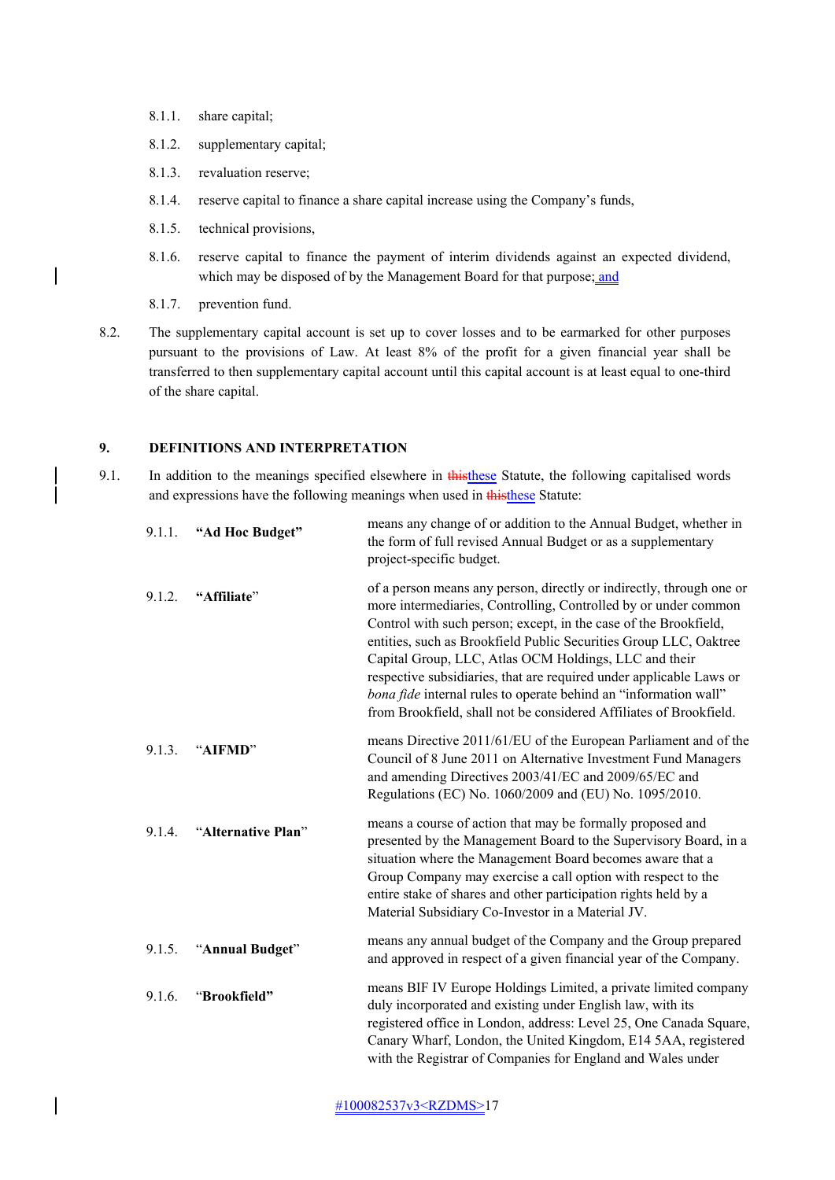8.1.1. share capital;

8.1.2. supplementary capital;

8.1.3. revaluation reserve;

8.1.4. reserve capital to finance a share capital increase using the Company's funds,

8.1.5. technical provisions,

8.1.6. reserve capital to finance the payment of interim dividends against an expected dividend, which may be disposed of by the Management Board for that purpose; and

8.1.7. prevention fund.

8.2. The supplementary capital account is set up to cover losses and to be earmarked for other purposes pursuant to the provisions of Law. At least 8% of the profit for a given financial year shall be transferred to then supplementary capital account until this capital account is at least equal to one-third of the share capital.

## 9. DEFINITIONS AND INTERPRETATION

9.1. In addition to the meanings specified elsewhere in ~~this~~these Statute, the following capitalised words and expressions have the following meanings when used in ~~this~~these Statute:

| | | |
|---|---|---|
| 9.1.1. | **"Ad Hoc Budget"** | means any change of or addition to the Annual Budget, whether in the form of full revised Annual Budget or as a supplementary project-specific budget. |
| 9.1.2. | **"Affiliate"** | of a person means any person, directly or indirectly, through one or more intermediaries, Controlling, Controlled by or under common Control with such person; except, in the case of the Brookfield, entities, such as Brookfield Public Securities Group LLC, Oaktree Capital Group, LLC, Atlas OCM Holdings, LLC and their respective subsidiaries, that are required under applicable Laws or *bona fide* internal rules to operate behind an "information wall" from Brookfield, shall not be considered Affiliates of Brookfield. |
| 9.1.3. | "**AIFMD**" | means Directive 2011/61/EU of the European Parliament and of the Council of 8 June 2011 on Alternative Investment Fund Managers and amending Directives 2003/41/EC and 2009/65/EC and Regulations (EC) No. 1060/2009 and (EU) No. 1095/2010. |
| 9.1.4. | "**Alternative Plan**" | means a course of action that may be formally proposed and presented by the Management Board to the Supervisory Board, in a situation where the Management Board becomes aware that a Group Company may exercise a call option with respect to the entire stake of shares and other participation rights held by a Material Subsidiary Co-Investor in a Material JV. |
| 9.1.5. | "**Annual Budget**" | means any annual budget of the Company and the Group prepared and approved in respect of a given financial year of the Company. |
| 9.1.6. | "**Brookfield"** | means BIF IV Europe Holdings Limited, a private limited company duly incorporated and existing under English law, with its registered office in London, address: Level 25, One Canada Square, Canary Wharf, London, the United Kingdom, E14 5AA, registered with the Registrar of Companies for England and Wales under |

#100082537v3<RZDMS>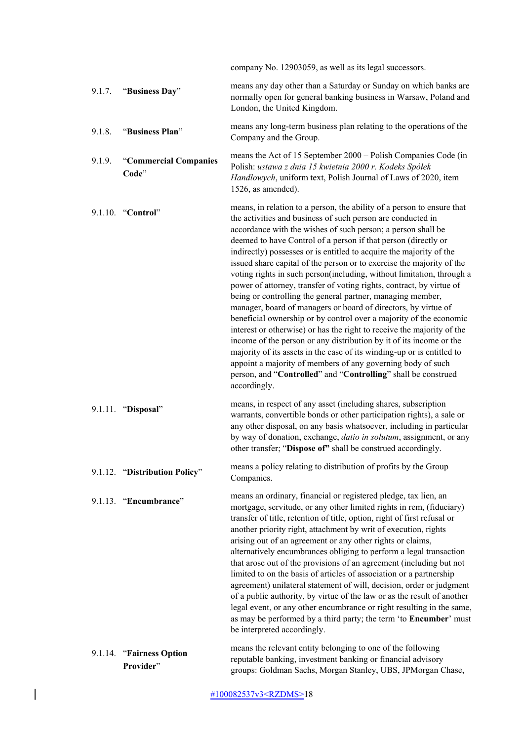company No. 12903059, as well as its legal successors.

9.1.7. "**Business Day**" means any day other than a Saturday or Sunday on which banks are normally open for general banking business in Warsaw, Poland and London, the United Kingdom.

9.1.8. "**Business Plan**" means any long-term business plan relating to the operations of the Company and the Group.

9.1.9. "**Commercial Companies Code**" means the Act of 15 September 2000 – Polish Companies Code (in Polish: *ustawa z dnia 15 kwietnia 2000 r. Kodeks Spółek Handlowych*, uniform text, Polish Journal of Laws of 2020, item 1526, as amended).

9.1.10. "**Control**" means, in relation to a person, the ability of a person to ensure that the activities and business of such person are conducted in accordance with the wishes of such person; a person shall be deemed to have Control of a person if that person (directly or indirectly) possesses or is entitled to acquire the majority of the issued share capital of the person or to exercise the majority of the voting rights in such person(including, without limitation, through a power of attorney, transfer of voting rights, contract, by virtue of being or controlling the general partner, managing member, manager, board of managers or board of directors, by virtue of beneficial ownership or by control over a majority of the economic interest or otherwise) or has the right to receive the majority of the income of the person or any distribution by it of its income or the majority of its assets in the case of its winding-up or is entitled to appoint a majority of members of any governing body of such person, and "**Controlled**" and "**Controlling**" shall be construed accordingly.

9.1.11. "**Disposal**" means, in respect of any asset (including shares, subscription warrants, convertible bonds or other participation rights), a sale or any other disposal, on any basis whatsoever, including in particular by way of donation, exchange, *datio in solutum*, assignment, or any other transfer; "**Dispose of**" shall be construed accordingly.

9.1.12. "**Distribution Policy**" means a policy relating to distribution of profits by the Group Companies.

9.1.13. "**Encumbrance**" means an ordinary, financial or registered pledge, tax lien, an mortgage, servitude, or any other limited rights in rem, (fiduciary) transfer of title, retention of title, option, right of first refusal or another priority right, attachment by writ of execution, rights arising out of an agreement or any other rights or claims, alternatively encumbrances obliging to perform a legal transaction that arose out of the provisions of an agreement (including but not limited to on the basis of articles of association or a partnership agreement) unilateral statement of will, decision, order or judgment of a public authority, by virtue of the law or as the result of another legal event, or any other encumbrance or right resulting in the same, as may be performed by a third party; the term 'to **Encumber**' must be interpreted accordingly.

9.1.14. "**Fairness Option Provider**" means the relevant entity belonging to one of the following reputable banking, investment banking or financial advisory groups: Goldman Sachs, Morgan Stanley, UBS, JPMorgan Chase,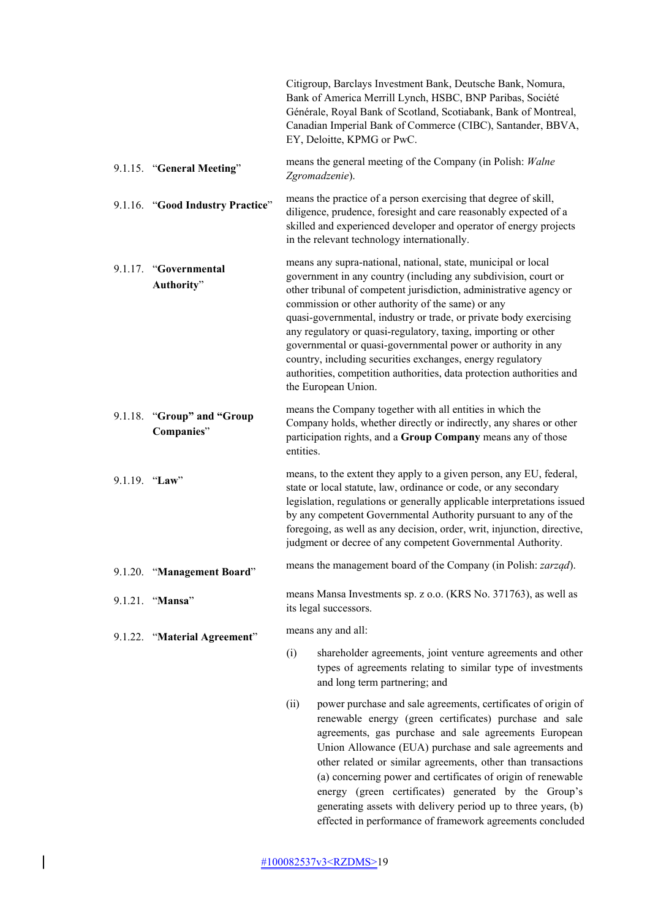Citigroup, Barclays Investment Bank, Deutsche Bank, Nomura, Bank of America Merrill Lynch, HSBC, BNP Paribas, Société Générale, Royal Bank of Scotland, Scotiabank, Bank of Montreal, Canadian Imperial Bank of Commerce (CIBC), Santander, BBVA, EY, Deloitte, KPMG or PwC.

9.1.15. "**General Meeting**" means the general meeting of the Company (in Polish: *Walne Zgromadzenie*).

9.1.16. "**Good Industry Practice**" means the practice of a person exercising that degree of skill, diligence, prudence, foresight and care reasonably expected of a skilled and experienced developer and operator of energy projects in the relevant technology internationally.

9.1.17. "**Governmental Authority**" means any supra-national, national, state, municipal or local government in any country (including any subdivision, court or other tribunal of competent jurisdiction, administrative agency or commission or other authority of the same) or any quasi-governmental, industry or trade, or private body exercising any regulatory or quasi-regulatory, taxing, importing or other governmental or quasi-governmental power or authority in any country, including securities exchanges, energy regulatory authorities, competition authorities, data protection authorities and the European Union.

9.1.18. "**Group**" and "**Group Companies**" means the Company together with all entities in which the Company holds, whether directly or indirectly, any shares or other participation rights, and a **Group Company** means any of those entities.

9.1.19. "**Law**" means, to the extent they apply to a given person, any EU, federal, state or local statute, law, ordinance or code, or any secondary legislation, regulations or generally applicable interpretations issued by any competent Governmental Authority pursuant to any of the foregoing, as well as any decision, order, writ, injunction, directive, judgment or decree of any competent Governmental Authority.

9.1.20. "**Management Board**" means the management board of the Company (in Polish: *zarząd*).

9.1.21. "**Mansa**" means Mansa Investments sp. z o.o. (KRS No. 371763), as well as its legal successors.

9.1.22. "**Material Agreement**" means any and all:

(i) shareholder agreements, joint venture agreements and other types of agreements relating to similar type of investments and long term partnering; and

(ii) power purchase and sale agreements, certificates of origin of renewable energy (green certificates) purchase and sale agreements, gas purchase and sale agreements European Union Allowance (EUA) purchase and sale agreements and other related or similar agreements, other than transactions (a) concerning power and certificates of origin of renewable energy (green certificates) generated by the Group's generating assets with delivery period up to three years, (b) effected in performance of framework agreements concluded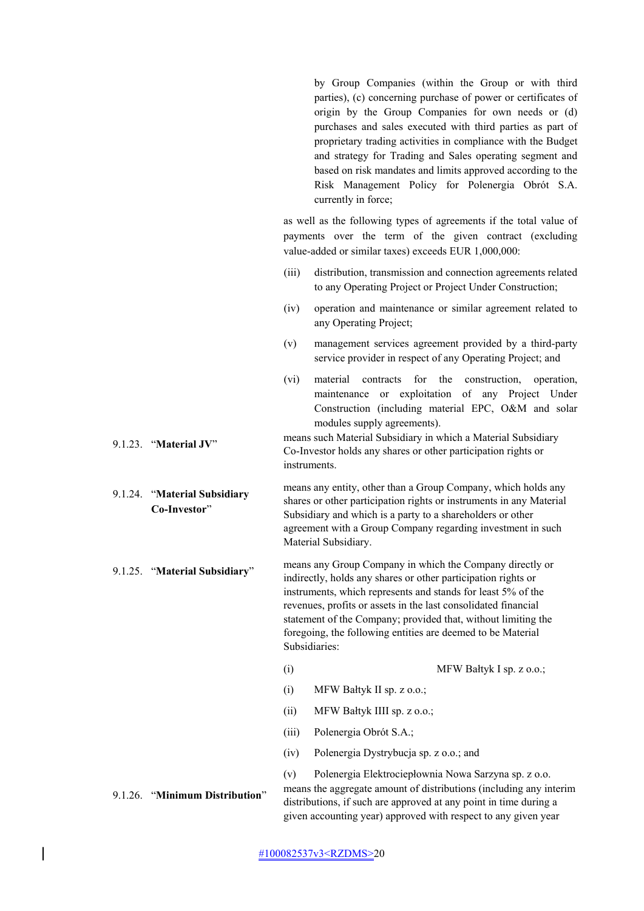by Group Companies (within the Group or with third parties), (c) concerning purchase of power or certificates of origin by the Group Companies for own needs or (d) purchases and sales executed with third parties as part of proprietary trading activities in compliance with the Budget and strategy for Trading and Sales operating segment and based on risk mandates and limits approved according to the Risk Management Policy for Polenergia Obrót S.A. currently in force;

as well as the following types of agreements if the total value of payments over the term of the given contract (excluding value-added or similar taxes) exceeds EUR 1,000,000:

(iii) distribution, transmission and connection agreements related to any Operating Project or Project Under Construction;

(iv) operation and maintenance or similar agreement related to any Operating Project;

(v) management services agreement provided by a third-party service provider in respect of any Operating Project; and

(vi) material contracts for the construction, operation, maintenance or exploitation of any Project Under Construction (including material EPC, O&M and solar modules supply agreements).

9.1.23. "**Material JV**" means such Material Subsidiary in which a Material Subsidiary Co-Investor holds any shares or other participation rights or instruments.

9.1.24. "**Material Subsidiary Co-Investor**" means any entity, other than a Group Company, which holds any shares or other participation rights or instruments in any Material Subsidiary and which is a party to a shareholders or other agreement with a Group Company regarding investment in such Material Subsidiary.

9.1.25. "**Material Subsidiary**" means any Group Company in which the Company directly or indirectly, holds any shares or other participation rights or instruments, which represents and stands for least 5% of the revenues, profits or assets in the last consolidated financial statement of the Company; provided that, without limiting the foregoing, the following entities are deemed to be Material Subsidiaries:

(i) MFW Bałtyk I sp. z o.o.;

(i) MFW Bałtyk II sp. z o.o.;

(ii) MFW Bałtyk IIII sp. z o.o.;

(iii) Polenergia Obrót S.A.;

(iv) Polenergia Dystrybucja sp. z o.o.; and

(v) Polenergia Elektrociepłownia Nowa Sarzyna sp. z o.o.

9.1.26. "**Minimum Distribution**" means the aggregate amount of distributions (including any interim distributions, if such are approved at any point in time during a given accounting year) approved with respect to any given year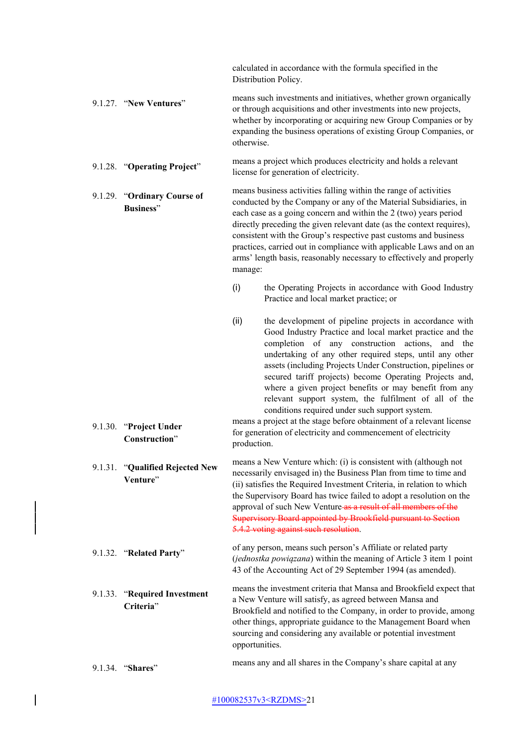calculated in accordance with the formula specified in the Distribution Policy.

9.1.27. "**New Ventures**" means such investments and initiatives, whether grown organically or through acquisitions and other investments into new projects, whether by incorporating or acquiring new Group Companies or by expanding the business operations of existing Group Companies, or otherwise.

9.1.28. "**Operating Project**" means a project which produces electricity and holds a relevant license for generation of electricity.

9.1.29. "**Ordinary Course of Business**" means business activities falling within the range of activities conducted by the Company or any of the Material Subsidiaries, in each case as a going concern and within the 2 (two) years period directly preceding the given relevant date (as the context requires), consistent with the Group's respective past customs and business practices, carried out in compliance with applicable Laws and on an arms' length basis, reasonably necessary to effectively and properly manage:

(i) the Operating Projects in accordance with Good Industry Practice and local market practice; or

(ii) the development of pipeline projects in accordance with Good Industry Practice and local market practice and the completion of any construction actions, and the undertaking of any other required steps, until any other assets (including Projects Under Construction, pipelines or secured tariff projects) become Operating Projects and, where a given project benefits or may benefit from any relevant support system, the fulfilment of all of the conditions required under such support system.

9.1.30. "**Project Under Construction**" means a project at the stage before obtainment of a relevant license for generation of electricity and commencement of electricity production.

9.1.31. "**Qualified Rejected New Venture**" means a New Venture which: (i) is consistent with (although not necessarily envisaged in) the Business Plan from time to time and (ii) satisfies the Required Investment Criteria, in relation to which the Supervisory Board has twice failed to adopt a resolution on the approval of such New Venture~~ as a result of all members of the Supervisory Board appointed by Brookfield pursuant to Section 5.4.2 voting against such resolution~~.

9.1.32. "**Related Party**" of any person, means such person's Affiliate or related party (*jednostka powiązana*) within the meaning of Article 3 item 1 point 43 of the Accounting Act of 29 September 1994 (as amended).

9.1.33. "**Required Investment Criteria**" means the investment criteria that Mansa and Brookfield expect that a New Venture will satisfy, as agreed between Mansa and Brookfield and notified to the Company, in order to provide, among other things, appropriate guidance to the Management Board when sourcing and considering any available or potential investment opportunities.

9.1.34. "**Shares**" means any and all shares in the Company's share capital at any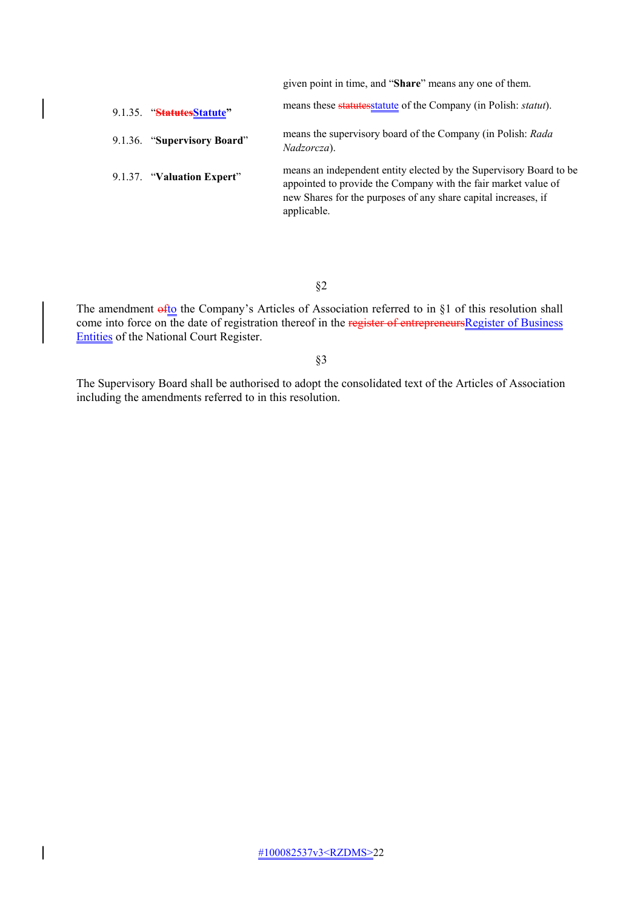given point in time, and "**Share**" means any one of them.

| | |
|---|---|
| 9.1.35. "**~~Statutes~~Statute**" | means these ~~statutes~~statute of the Company (in Polish: *statut*). |
| 9.1.36. "**Supervisory Board**" | means the supervisory board of the Company (in Polish: *Rada Nadzorcza*). |
| 9.1.37. "**Valuation Expert**" | means an independent entity elected by the Supervisory Board to be appointed to provide the Company with the fair market value of new Shares for the purposes of any share capital increases, if applicable. |

§2

The amendment ~~of~~to the Company's Articles of Association referred to in §1 of this resolution shall come into force on the date of registration thereof in the ~~register of entrepreneurs~~Register of Business Entities of the National Court Register.

§3

The Supervisory Board shall be authorised to adopt the consolidated text of the Articles of Association including the amendments referred to in this resolution.

#100082537v3<RZDMS>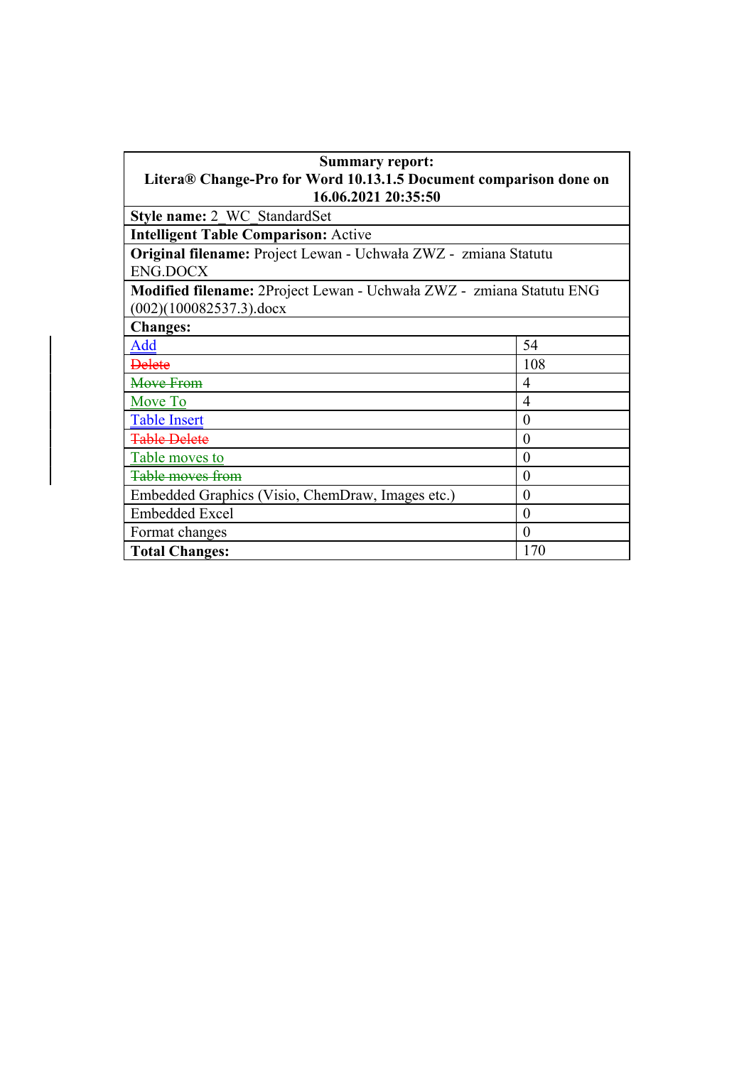| **Summary report:**<br>**Litera® Change-Pro for Word 10.13.1.5 Document comparison done on 16.06.2021 20:35:50** | |
|---|---|
| **Style name:** 2_WC_StandardSet | |
| **Intelligent Table Comparison:** Active | |
| **Original filename:** Project Lewan - Uchwała ZWZ -  zmiana Statutu ENG.DOCX | |
| **Modified filename:** 2Project Lewan - Uchwała ZWZ -  zmiana Statutu ENG (002)(100082537.3).docx | |
| **Changes:** | |
| Add | 54 |
| ~~Delete~~ | 108 |
| ~~Move From~~ | 4 |
| Move To | 4 |
| Table Insert | 0 |
| ~~Table Delete~~ | 0 |
| Table moves to | 0 |
| ~~Table moves from~~ | 0 |
| Embedded Graphics (Visio, ChemDraw, Images etc.) | 0 |
| Embedded Excel | 0 |
| Format changes | 0 |
| **Total Changes:** | 170 |